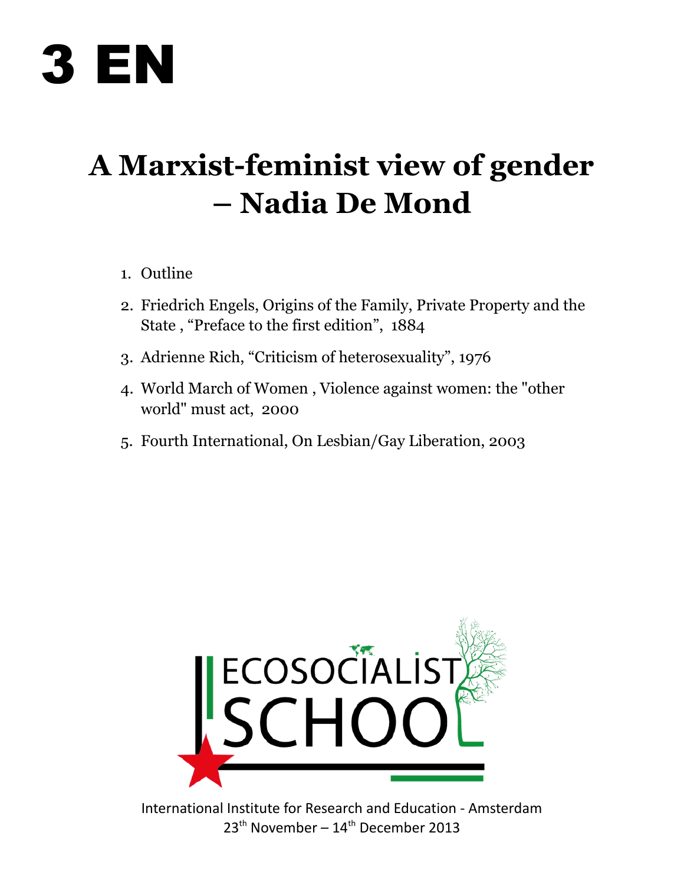# 3 EN

# A Marxist-feminist view of gender – Nadia De Mond

1. Outline
2. Friedrich Engels, Origins of the Family, Private Property and the State , "Preface to the first edition", 1884
3. Adrienne Rich, "Criticism of heterosexuality", 1976
4. World March of Women , Violence against women: the "other world" must act, 2000
5. Fourth International, On Lesbian/Gay Liberation, 2003

ECOSOCIALIST SCHOOL

International Institute for Research and Education - Amsterdam
23th November – 14th December 2013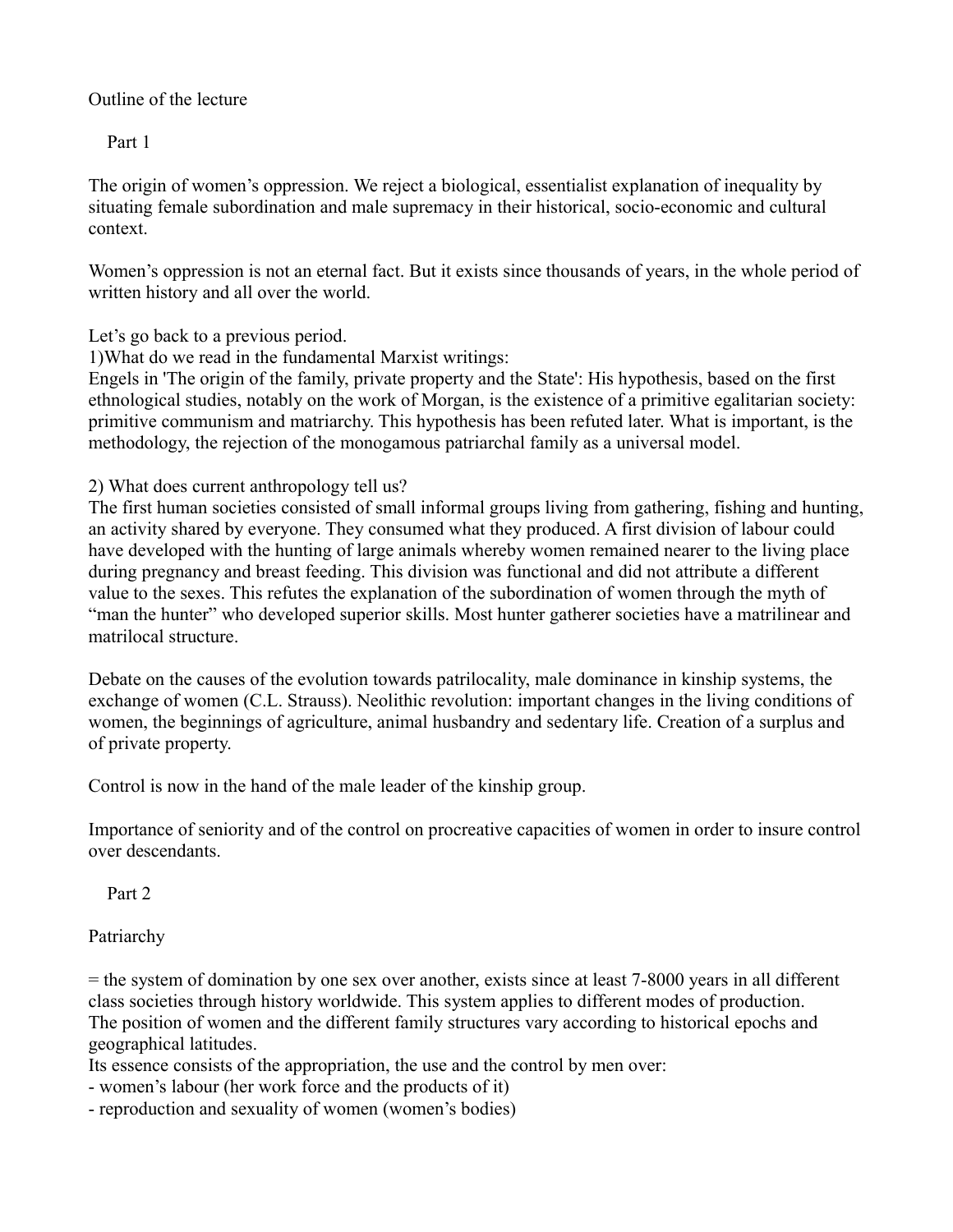Outline of the lecture

Part 1

The origin of women's oppression. We reject a biological, essentialist explanation of inequality by situating female subordination and male supremacy in their historical, socio-economic and cultural context.

Women's oppression is not an eternal fact. But it exists since thousands of years, in the whole period of written history and all over the world.

Let's go back to a previous period.

1)What do we read in the fundamental Marxist writings:

Engels in 'The origin of the family, private property and the State': His hypothesis, based on the first ethnological studies, notably on the work of Morgan, is the existence of a primitive egalitarian society: primitive communism and matriarchy. This hypothesis has been refuted later. What is important, is the methodology, the rejection of the monogamous patriarchal family as a universal model.

2) What does current anthropology tell us?

The first human societies consisted of small informal groups living from gathering, fishing and hunting, an activity shared by everyone. They consumed what they produced. A first division of labour could have developed with the hunting of large animals whereby women remained nearer to the living place during pregnancy and breast feeding. This division was functional and did not attribute a different value to the sexes. This refutes the explanation of the subordination of women through the myth of "man the hunter" who developed superior skills. Most hunter gatherer societies have a matrilinear and matrilocal structure.

Debate on the causes of the evolution towards patrilocality, male dominance in kinship systems, the exchange of women (C.L. Strauss). Neolithic revolution: important changes in the living conditions of women, the beginnings of agriculture, animal husbandry and sedentary life. Creation of a surplus and of private property.

Control is now in the hand of the male leader of the kinship group.

Importance of seniority and of the control on procreative capacities of women in order to insure control over descendants.

Part 2

Patriarchy

= the system of domination by one sex over another, exists since at least 7-8000 years in all different class societies through history worldwide. This system applies to different modes of production. The position of women and the different family structures vary according to historical epochs and geographical latitudes.

Its essence consists of the appropriation, the use and the control by men over:

- women's labour (her work force and the products of it)
- reproduction and sexuality of women (women's bodies)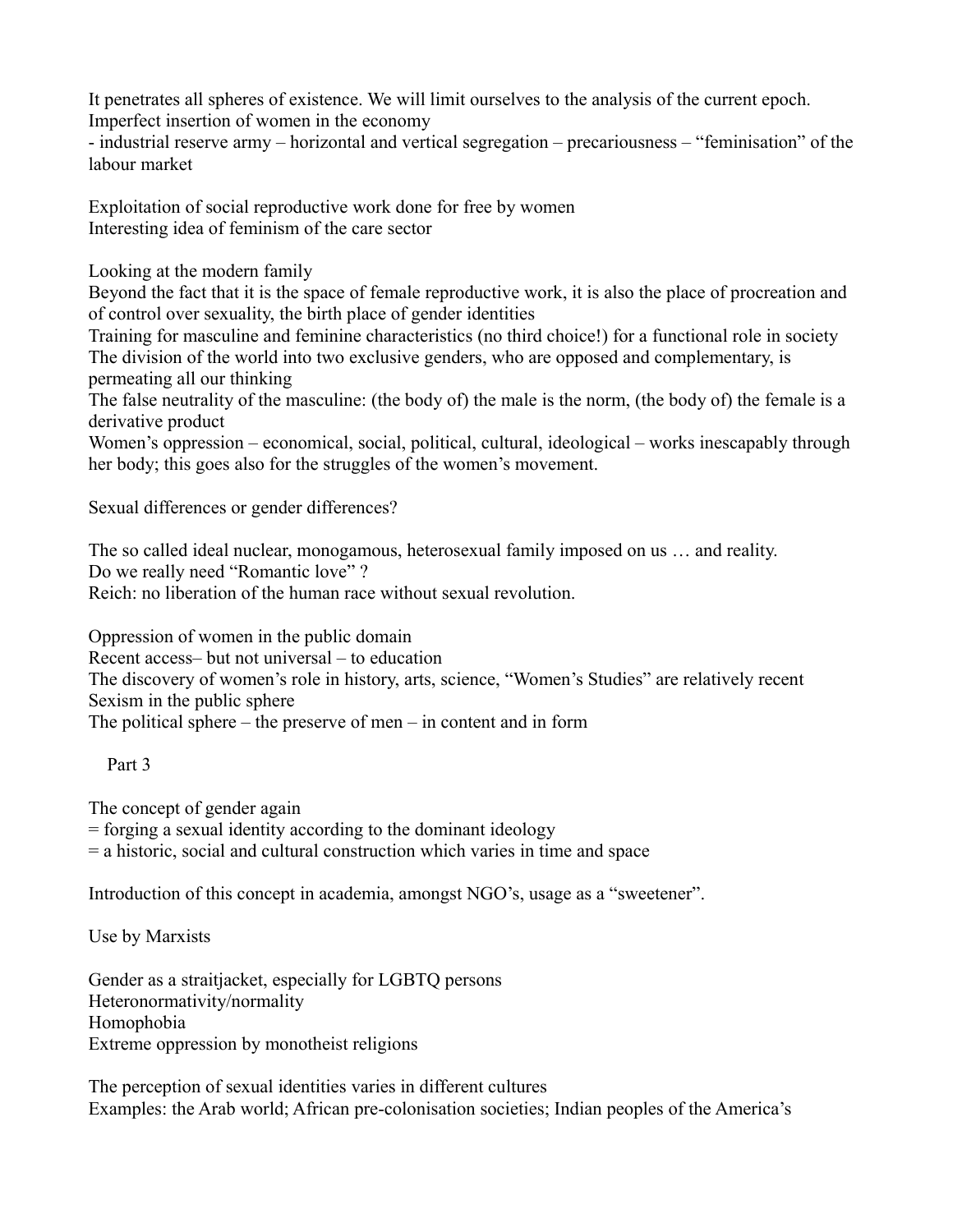It penetrates all spheres of existence. We will limit ourselves to the analysis of the current epoch.
Imperfect insertion of women in the economy
- industrial reserve army – horizontal and vertical segregation – precariousness – "feminisation" of the labour market

Exploitation of social reproductive work done for free by women
Interesting idea of feminism of the care sector

Looking at the modern family
Beyond the fact that it is the space of female reproductive work, it is also the place of procreation and of control over sexuality, the birth place of gender identities
Training for masculine and feminine characteristics (no third choice!) for a functional role in society
The division of the world into two exclusive genders, who are opposed and complementary, is permeating all our thinking
The false neutrality of the masculine: (the body of) the male is the norm, (the body of) the female is a derivative product
Women's oppression – economical, social, political, cultural, ideological – works inescapably through her body; this goes also for the struggles of the women's movement.

Sexual differences or gender differences?

The so called ideal nuclear, monogamous, heterosexual family imposed on us … and reality.
Do we really need "Romantic love" ?
Reich: no liberation of the human race without sexual revolution.

Oppression of women in the public domain
Recent access– but not universal – to education
The discovery of women's role in history, arts, science, "Women's Studies" are relatively recent
Sexism in the public sphere
The political sphere – the preserve of men – in content and in form

## Part 3

The concept of gender again
= forging a sexual identity according to the dominant ideology
= a historic, social and cultural construction which varies in time and space

Introduction of this concept in academia, amongst NGO's, usage as a "sweetener".

Use by Marxists

Gender as a straitjacket, especially for LGBTQ persons
Heteronormativity/normality
Homophobia
Extreme oppression by monotheist religions

The perception of sexual identities varies in different cultures
Examples: the Arab world; African pre-colonisation societies; Indian peoples of the America's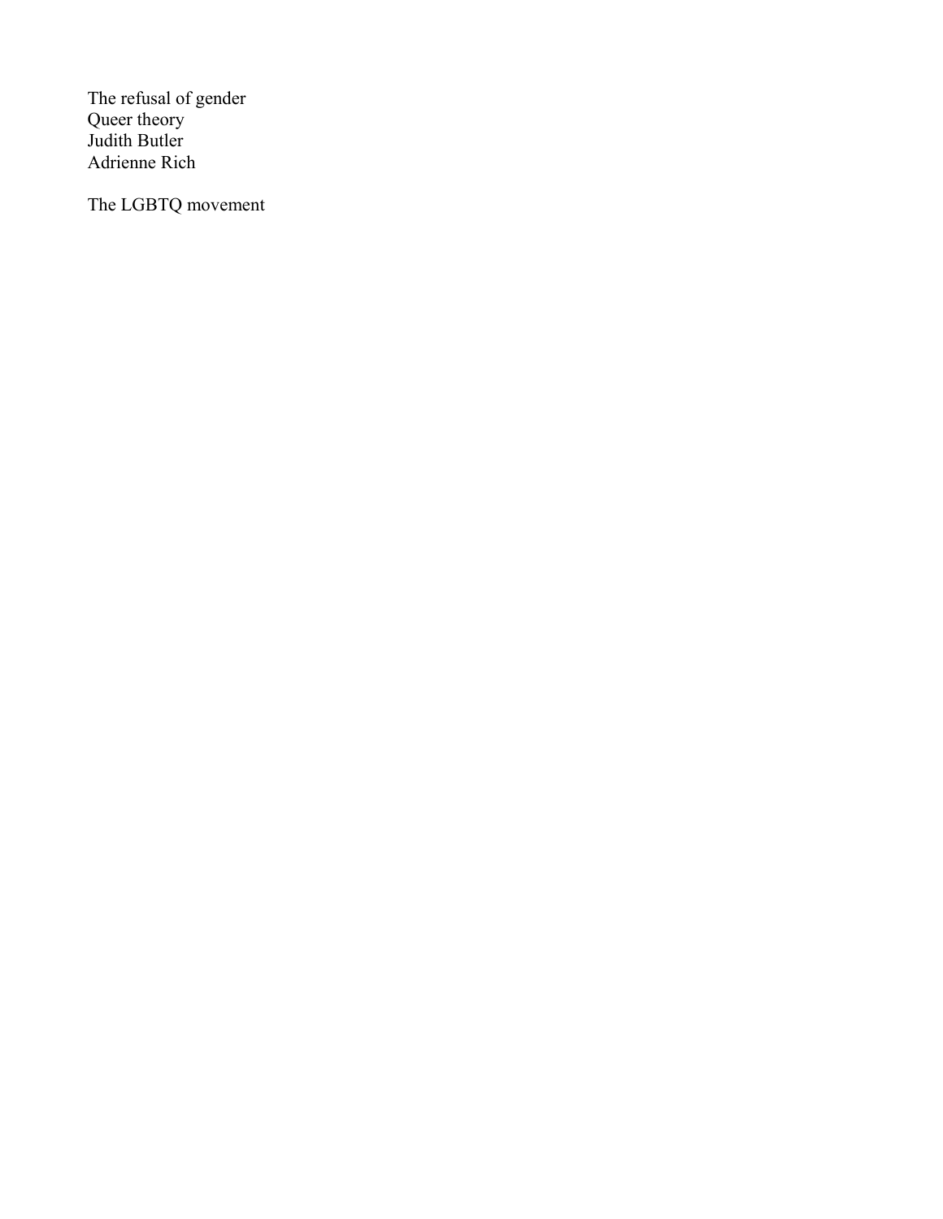The refusal of gender
Queer theory
Judith Butler
Adrienne Rich

The LGBTQ movement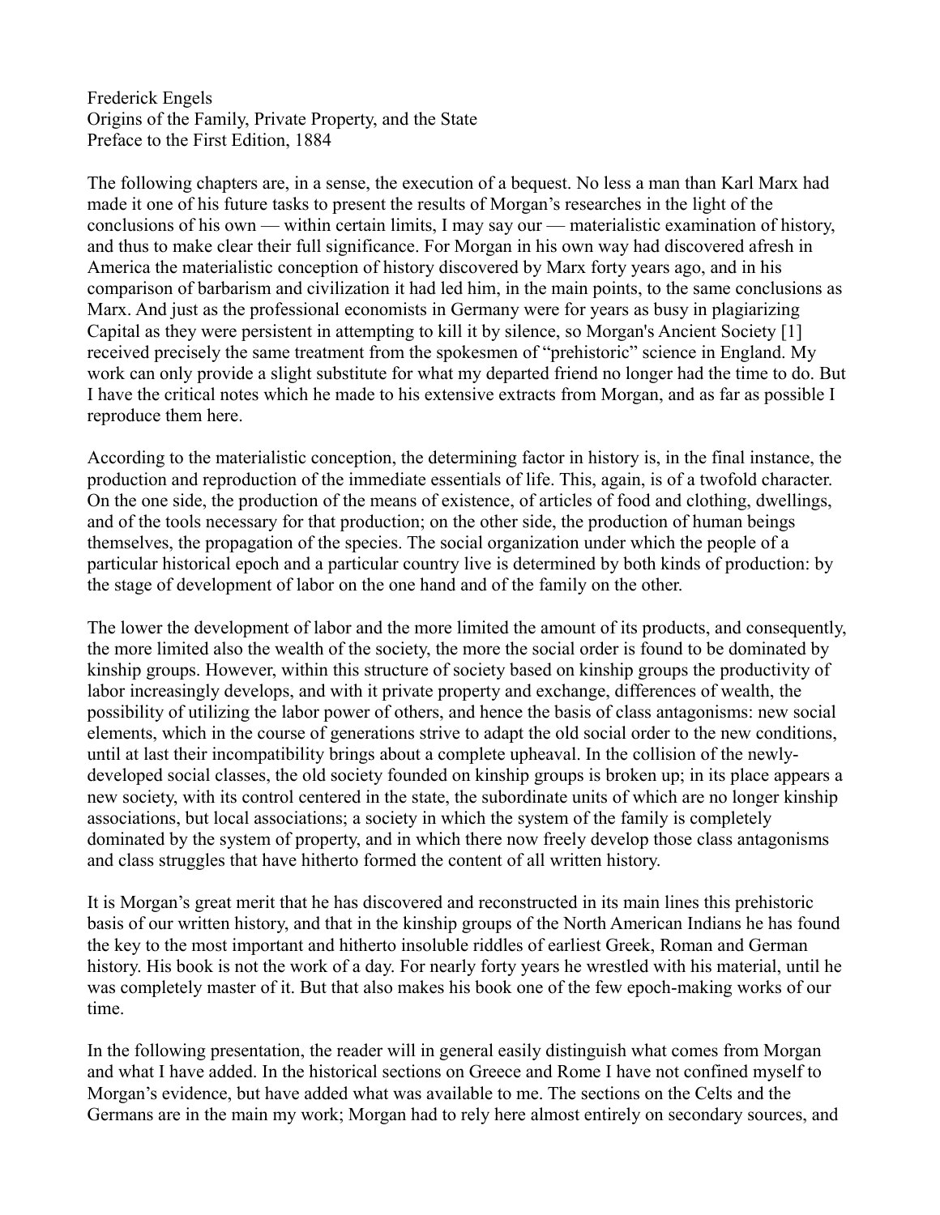Frederick Engels
Origins of the Family, Private Property, and the State
Preface to the First Edition, 1884

The following chapters are, in a sense, the execution of a bequest. No less a man than Karl Marx had made it one of his future tasks to present the results of Morgan's researches in the light of the conclusions of his own — within certain limits, I may say our — materialistic examination of history, and thus to make clear their full significance. For Morgan in his own way had discovered afresh in America the materialistic conception of history discovered by Marx forty years ago, and in his comparison of barbarism and civilization it had led him, in the main points, to the same conclusions as Marx. And just as the professional economists in Germany were for years as busy in plagiarizing Capital as they were persistent in attempting to kill it by silence, so Morgan's Ancient Society [1] received precisely the same treatment from the spokesmen of "prehistoric" science in England. My work can only provide a slight substitute for what my departed friend no longer had the time to do. But I have the critical notes which he made to his extensive extracts from Morgan, and as far as possible I reproduce them here.

According to the materialistic conception, the determining factor in history is, in the final instance, the production and reproduction of the immediate essentials of life. This, again, is of a twofold character. On the one side, the production of the means of existence, of articles of food and clothing, dwellings, and of the tools necessary for that production; on the other side, the production of human beings themselves, the propagation of the species. The social organization under which the people of a particular historical epoch and a particular country live is determined by both kinds of production: by the stage of development of labor on the one hand and of the family on the other.

The lower the development of labor and the more limited the amount of its products, and consequently, the more limited also the wealth of the society, the more the social order is found to be dominated by kinship groups. However, within this structure of society based on kinship groups the productivity of labor increasingly develops, and with it private property and exchange, differences of wealth, the possibility of utilizing the labor power of others, and hence the basis of class antagonisms: new social elements, which in the course of generations strive to adapt the old social order to the new conditions, until at last their incompatibility brings about a complete upheaval. In the collision of the newly-developed social classes, the old society founded on kinship groups is broken up; in its place appears a new society, with its control centered in the state, the subordinate units of which are no longer kinship associations, but local associations; a society in which the system of the family is completely dominated by the system of property, and in which there now freely develop those class antagonisms and class struggles that have hitherto formed the content of all written history.

It is Morgan's great merit that he has discovered and reconstructed in its main lines this prehistoric basis of our written history, and that in the kinship groups of the North American Indians he has found the key to the most important and hitherto insoluble riddles of earliest Greek, Roman and German history. His book is not the work of a day. For nearly forty years he wrestled with his material, until he was completely master of it. But that also makes his book one of the few epoch-making works of our time.

In the following presentation, the reader will in general easily distinguish what comes from Morgan and what I have added. In the historical sections on Greece and Rome I have not confined myself to Morgan's evidence, but have added what was available to me. The sections on the Celts and the Germans are in the main my work; Morgan had to rely here almost entirely on secondary sources, and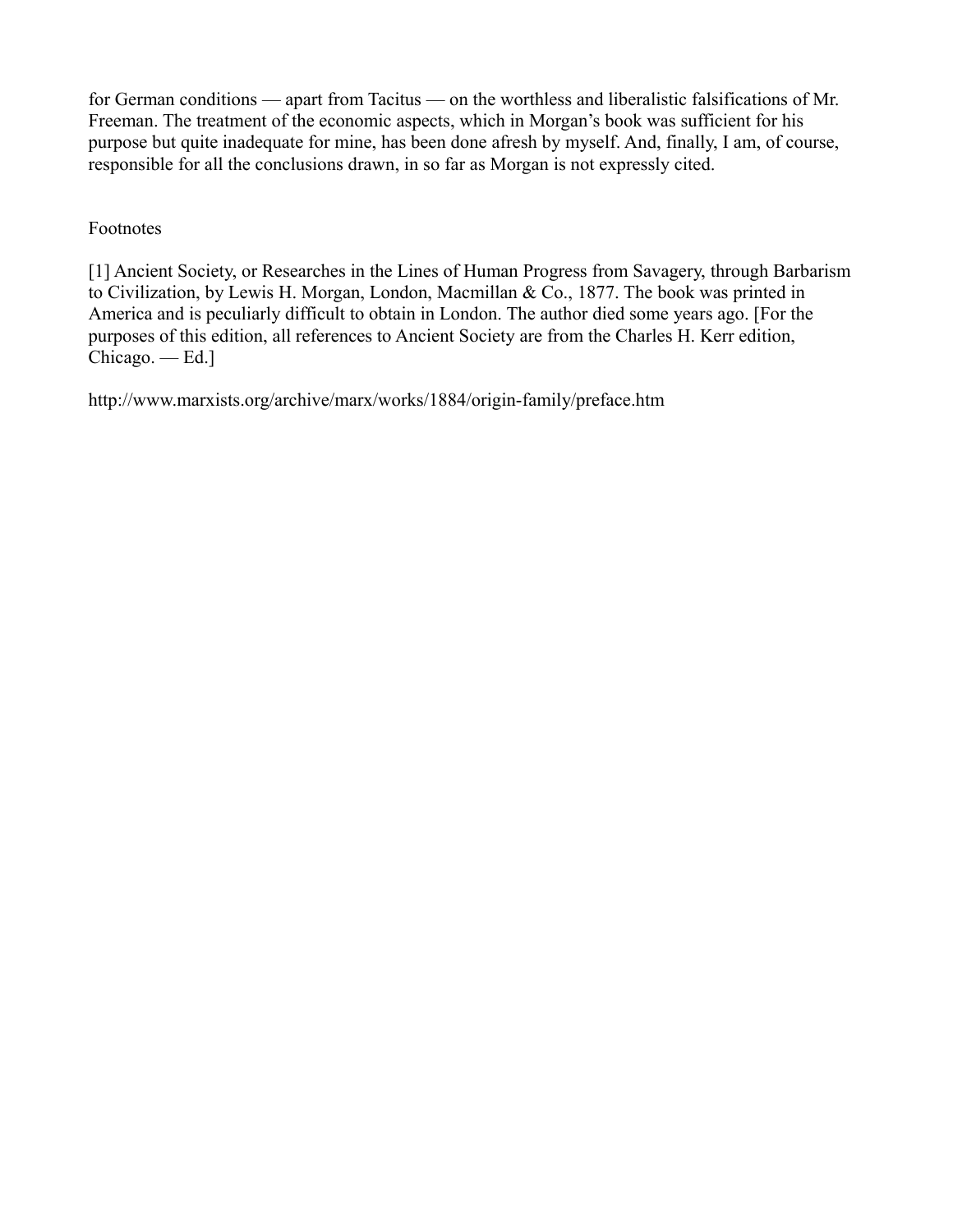for German conditions — apart from Tacitus — on the worthless and liberalistic falsifications of Mr. Freeman. The treatment of the economic aspects, which in Morgan's book was sufficient for his purpose but quite inadequate for mine, has been done afresh by myself. And, finally, I am, of course, responsible for all the conclusions drawn, in so far as Morgan is not expressly cited.

Footnotes

[1] Ancient Society, or Researches in the Lines of Human Progress from Savagery, through Barbarism to Civilization, by Lewis H. Morgan, London, Macmillan & Co., 1877. The book was printed in America and is peculiarly difficult to obtain in London. The author died some years ago. [For the purposes of this edition, all references to Ancient Society are from the Charles H. Kerr edition, Chicago. — Ed.]

http://www.marxists.org/archive/marx/works/1884/origin-family/preface.htm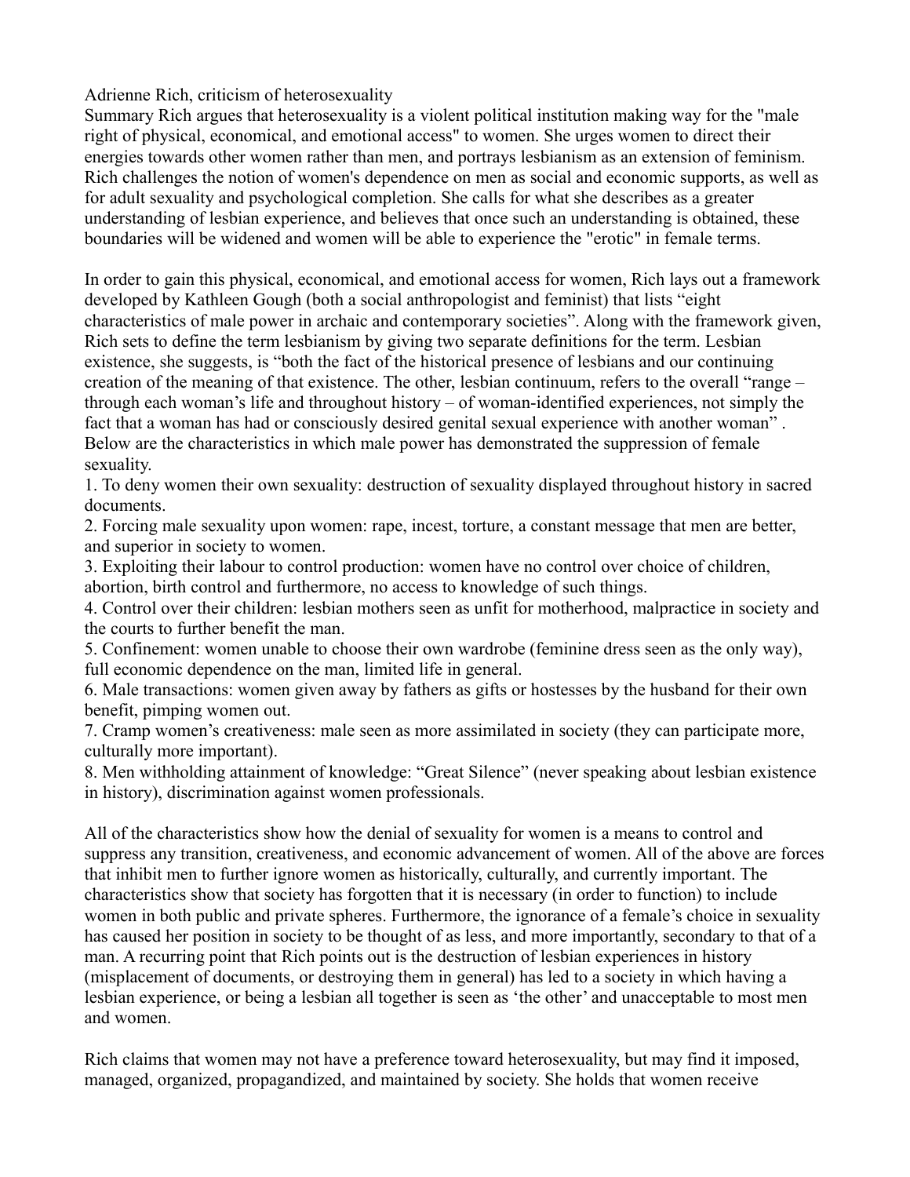Adrienne Rich, criticism of heterosexuality

Summary Rich argues that heterosexuality is a violent political institution making way for the "male right of physical, economical, and emotional access" to women. She urges women to direct their energies towards other women rather than men, and portrays lesbianism as an extension of feminism. Rich challenges the notion of women's dependence on men as social and economic supports, as well as for adult sexuality and psychological completion. She calls for what she describes as a greater understanding of lesbian experience, and believes that once such an understanding is obtained, these boundaries will be widened and women will be able to experience the "erotic" in female terms.

In order to gain this physical, economical, and emotional access for women, Rich lays out a framework developed by Kathleen Gough (both a social anthropologist and feminist) that lists "eight characteristics of male power in archaic and contemporary societies". Along with the framework given, Rich sets to define the term lesbianism by giving two separate definitions for the term. Lesbian existence, she suggests, is "both the fact of the historical presence of lesbians and our continuing creation of the meaning of that existence. The other, lesbian continuum, refers to the overall "range – through each woman's life and throughout history – of woman-identified experiences, not simply the fact that a woman has had or consciously desired genital sexual experience with another woman" . Below are the characteristics in which male power has demonstrated the suppression of female sexuality.

1. To deny women their own sexuality: destruction of sexuality displayed throughout history in sacred documents.
2. Forcing male sexuality upon women: rape, incest, torture, a constant message that men are better, and superior in society to women.
3. Exploiting their labour to control production: women have no control over choice of children, abortion, birth control and furthermore, no access to knowledge of such things.
4. Control over their children: lesbian mothers seen as unfit for motherhood, malpractice in society and the courts to further benefit the man.
5. Confinement: women unable to choose their own wardrobe (feminine dress seen as the only way), full economic dependence on the man, limited life in general.
6. Male transactions: women given away by fathers as gifts or hostesses by the husband for their own benefit, pimping women out.
7. Cramp women's creativeness: male seen as more assimilated in society (they can participate more, culturally more important).
8. Men withholding attainment of knowledge: "Great Silence" (never speaking about lesbian existence in history), discrimination against women professionals.

All of the characteristics show how the denial of sexuality for women is a means to control and suppress any transition, creativeness, and economic advancement of women. All of the above are forces that inhibit men to further ignore women as historically, culturally, and currently important. The characteristics show that society has forgotten that it is necessary (in order to function) to include women in both public and private spheres. Furthermore, the ignorance of a female's choice in sexuality has caused her position in society to be thought of as less, and more importantly, secondary to that of a man. A recurring point that Rich points out is the destruction of lesbian experiences in history (misplacement of documents, or destroying them in general) has led to a society in which having a lesbian experience, or being a lesbian all together is seen as 'the other' and unacceptable to most men and women.

Rich claims that women may not have a preference toward heterosexuality, but may find it imposed, managed, organized, propagandized, and maintained by society. She holds that women receive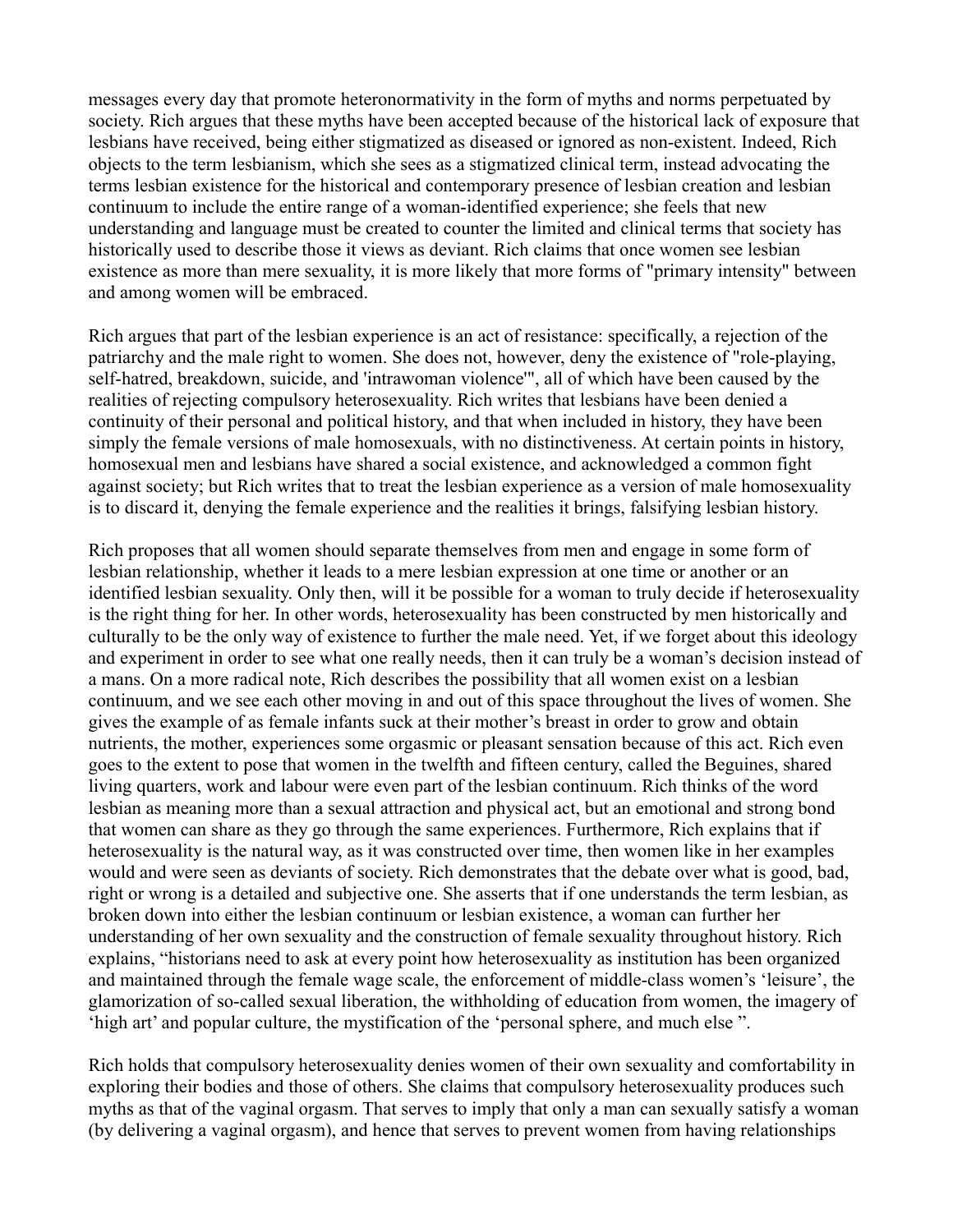messages every day that promote heteronormativity in the form of myths and norms perpetuated by society. Rich argues that these myths have been accepted because of the historical lack of exposure that lesbians have received, being either stigmatized as diseased or ignored as non-existent. Indeed, Rich objects to the term lesbianism, which she sees as a stigmatized clinical term, instead advocating the terms lesbian existence for the historical and contemporary presence of lesbian creation and lesbian continuum to include the entire range of a woman-identified experience; she feels that new understanding and language must be created to counter the limited and clinical terms that society has historically used to describe those it views as deviant. Rich claims that once women see lesbian existence as more than mere sexuality, it is more likely that more forms of "primary intensity" between and among women will be embraced.

Rich argues that part of the lesbian experience is an act of resistance: specifically, a rejection of the patriarchy and the male right to women. She does not, however, deny the existence of "role-playing, self-hatred, breakdown, suicide, and 'intrawoman violence'", all of which have been caused by the realities of rejecting compulsory heterosexuality. Rich writes that lesbians have been denied a continuity of their personal and political history, and that when included in history, they have been simply the female versions of male homosexuals, with no distinctiveness. At certain points in history, homosexual men and lesbians have shared a social existence, and acknowledged a common fight against society; but Rich writes that to treat the lesbian experience as a version of male homosexuality is to discard it, denying the female experience and the realities it brings, falsifying lesbian history.

Rich proposes that all women should separate themselves from men and engage in some form of lesbian relationship, whether it leads to a mere lesbian expression at one time or another or an identified lesbian sexuality. Only then, will it be possible for a woman to truly decide if heterosexuality is the right thing for her. In other words, heterosexuality has been constructed by men historically and culturally to be the only way of existence to further the male need. Yet, if we forget about this ideology and experiment in order to see what one really needs, then it can truly be a woman's decision instead of a mans. On a more radical note, Rich describes the possibility that all women exist on a lesbian continuum, and we see each other moving in and out of this space throughout the lives of women. She gives the example of as female infants suck at their mother's breast in order to grow and obtain nutrients, the mother, experiences some orgasmic or pleasant sensation because of this act. Rich even goes to the extent to pose that women in the twelfth and fifteen century, called the Beguines, shared living quarters, work and labour were even part of the lesbian continuum. Rich thinks of the word lesbian as meaning more than a sexual attraction and physical act, but an emotional and strong bond that women can share as they go through the same experiences. Furthermore, Rich explains that if heterosexuality is the natural way, as it was constructed over time, then women like in her examples would and were seen as deviants of society. Rich demonstrates that the debate over what is good, bad, right or wrong is a detailed and subjective one. She asserts that if one understands the term lesbian, as broken down into either the lesbian continuum or lesbian existence, a woman can further her understanding of her own sexuality and the construction of female sexuality throughout history. Rich explains, "historians need to ask at every point how heterosexuality as institution has been organized and maintained through the female wage scale, the enforcement of middle-class women's 'leisure', the glamorization of so-called sexual liberation, the withholding of education from women, the imagery of 'high art' and popular culture, the mystification of the 'personal sphere, and much else ".

Rich holds that compulsory heterosexuality denies women of their own sexuality and comfortability in exploring their bodies and those of others. She claims that compulsory heterosexuality produces such myths as that of the vaginal orgasm. That serves to imply that only a man can sexually satisfy a woman (by delivering a vaginal orgasm), and hence that serves to prevent women from having relationships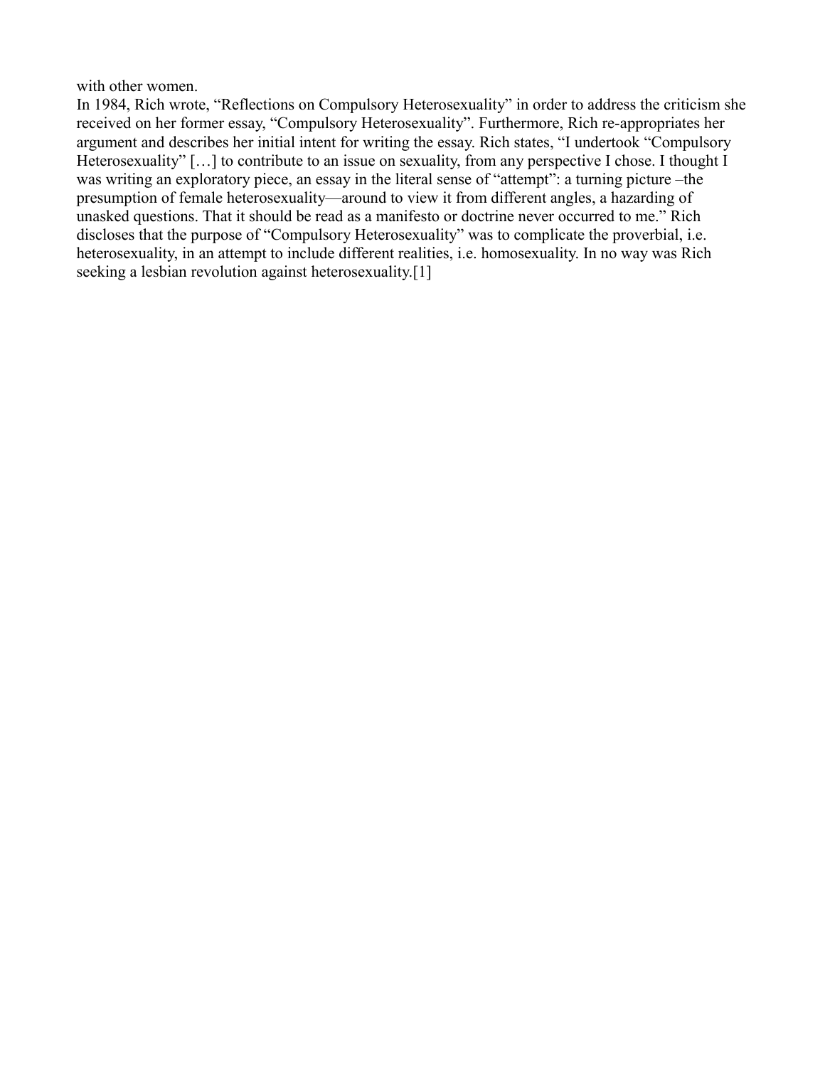with other women.

In 1984, Rich wrote, “Reflections on Compulsory Heterosexuality” in order to address the criticism she received on her former essay, “Compulsory Heterosexuality”. Furthermore, Rich re-appropriates her argument and describes her initial intent for writing the essay. Rich states, “I undertook “Compulsory Heterosexuality” […] to contribute to an issue on sexuality, from any perspective I chose. I thought I was writing an exploratory piece, an essay in the literal sense of “attempt”: a turning picture –the presumption of female heterosexuality—around to view it from different angles, a hazarding of unasked questions. That it should be read as a manifesto or doctrine never occurred to me.” Rich discloses that the purpose of “Compulsory Heterosexuality” was to complicate the proverbial, i.e. heterosexuality, in an attempt to include different realities, i.e. homosexuality. In no way was Rich seeking a lesbian revolution against heterosexuality.[1]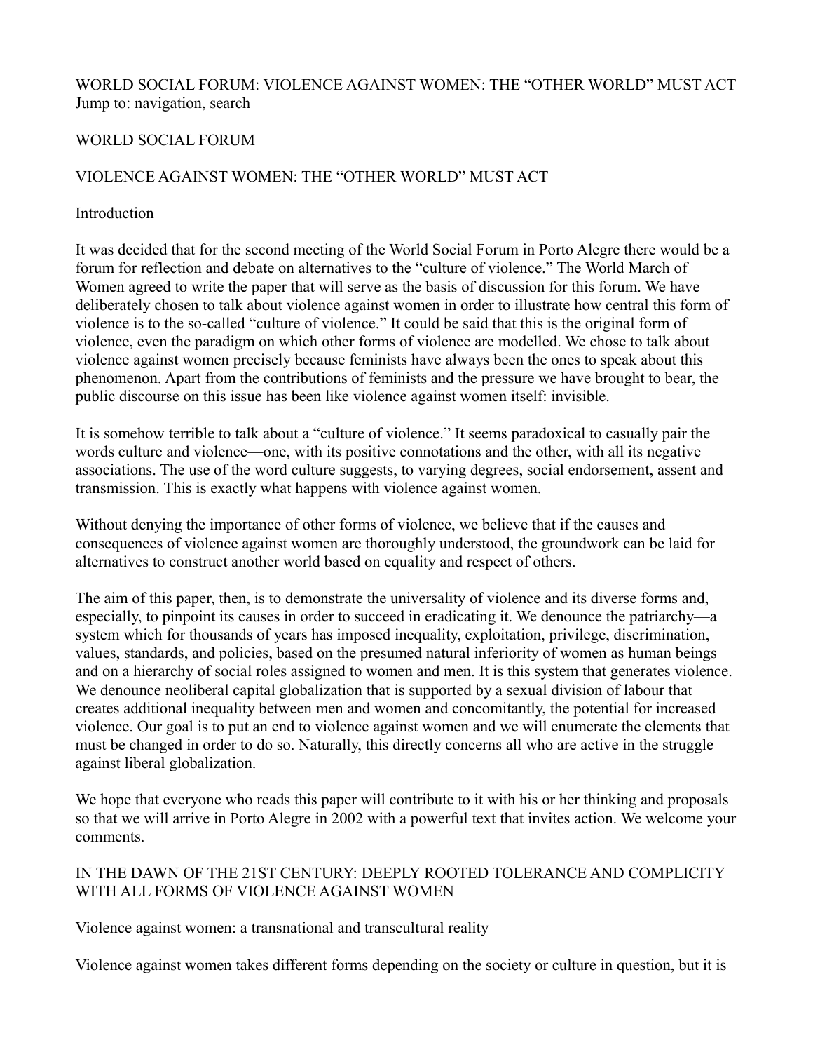WORLD SOCIAL FORUM: VIOLENCE AGAINST WOMEN: THE “OTHER WORLD” MUST ACT
Jump to: navigation, search

# WORLD SOCIAL FORUM

## VIOLENCE AGAINST WOMEN: THE “OTHER WORLD” MUST ACT

### Introduction

It was decided that for the second meeting of the World Social Forum in Porto Alegre there would be a forum for reflection and debate on alternatives to the “culture of violence.” The World March of Women agreed to write the paper that will serve as the basis of discussion for this forum. We have deliberately chosen to talk about violence against women in order to illustrate how central this form of violence is to the so-called “culture of violence.” It could be said that this is the original form of violence, even the paradigm on which other forms of violence are modelled. We chose to talk about violence against women precisely because feminists have always been the ones to speak about this phenomenon. Apart from the contributions of feminists and the pressure we have brought to bear, the public discourse on this issue has been like violence against women itself: invisible.

It is somehow terrible to talk about a “culture of violence.” It seems paradoxical to casually pair the words culture and violence—one, with its positive connotations and the other, with all its negative associations. The use of the word culture suggests, to varying degrees, social endorsement, assent and transmission. This is exactly what happens with violence against women.

Without denying the importance of other forms of violence, we believe that if the causes and consequences of violence against women are thoroughly understood, the groundwork can be laid for alternatives to construct another world based on equality and respect of others.

The aim of this paper, then, is to demonstrate the universality of violence and its diverse forms and, especially, to pinpoint its causes in order to succeed in eradicating it. We denounce the patriarchy—a system which for thousands of years has imposed inequality, exploitation, privilege, discrimination, values, standards, and policies, based on the presumed natural inferiority of women as human beings and on a hierarchy of social roles assigned to women and men. It is this system that generates violence. We denounce neoliberal capital globalization that is supported by a sexual division of labour that creates additional inequality between men and women and concomitantly, the potential for increased violence. Our goal is to put an end to violence against women and we will enumerate the elements that must be changed in order to do so. Naturally, this directly concerns all who are active in the struggle against liberal globalization.

We hope that everyone who reads this paper will contribute to it with his or her thinking and proposals so that we will arrive in Porto Alegre in 2002 with a powerful text that invites action. We welcome your comments.

### IN THE DAWN OF THE 21ST CENTURY: DEEPLY ROOTED TOLERANCE AND COMPLICITY WITH ALL FORMS OF VIOLENCE AGAINST WOMEN

#### Violence against women: a transnational and transcultural reality

Violence against women takes different forms depending on the society or culture in question, but it is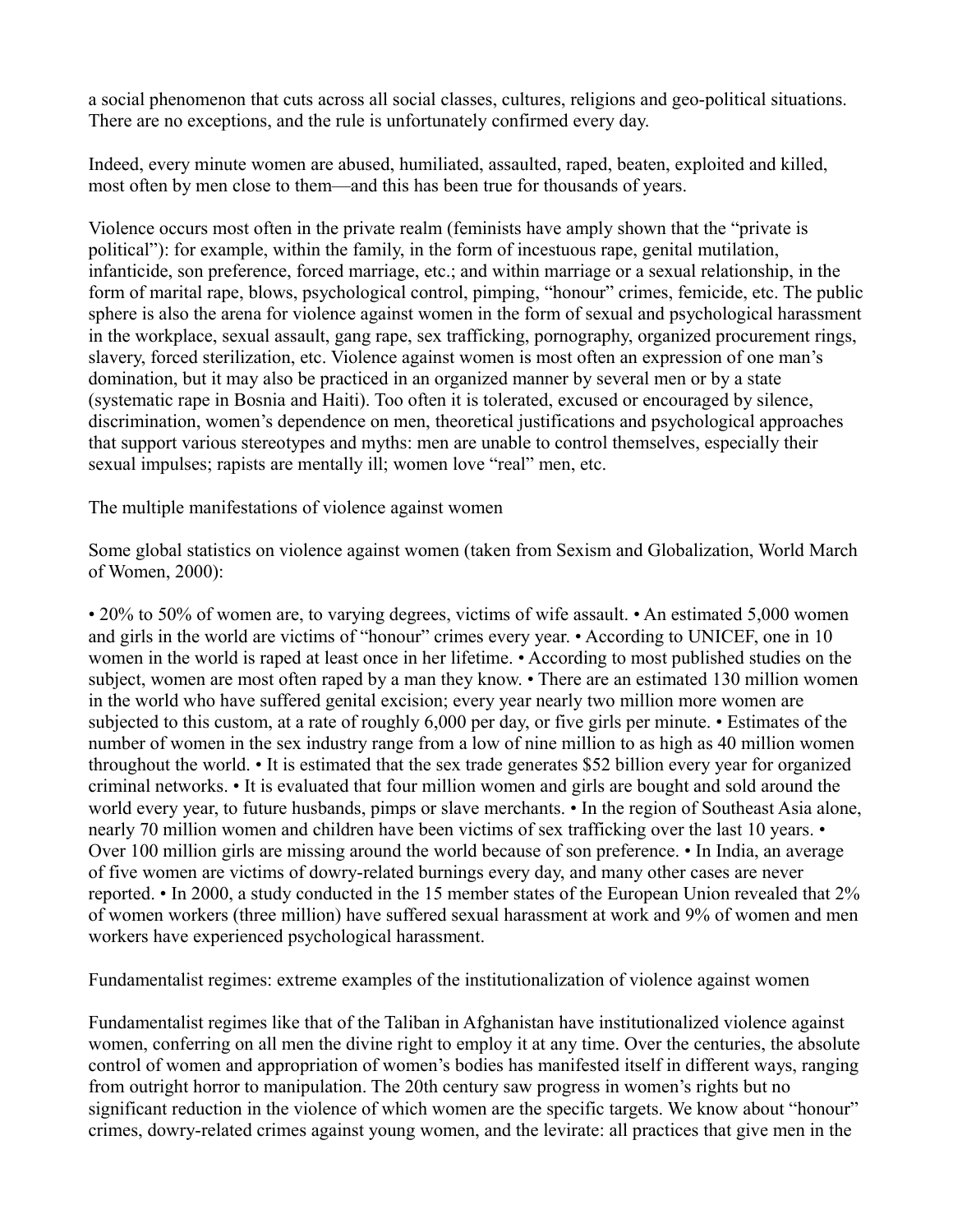a social phenomenon that cuts across all social classes, cultures, religions and geo-political situations. There are no exceptions, and the rule is unfortunately confirmed every day.

Indeed, every minute women are abused, humiliated, assaulted, raped, beaten, exploited and killed, most often by men close to them—and this has been true for thousands of years.

Violence occurs most often in the private realm (feminists have amply shown that the "private is political"): for example, within the family, in the form of incestuous rape, genital mutilation, infanticide, son preference, forced marriage, etc.; and within marriage or a sexual relationship, in the form of marital rape, blows, psychological control, pimping, "honour" crimes, femicide, etc. The public sphere is also the arena for violence against women in the form of sexual and psychological harassment in the workplace, sexual assault, gang rape, sex trafficking, pornography, organized procurement rings, slavery, forced sterilization, etc. Violence against women is most often an expression of one man's domination, but it may also be practiced in an organized manner by several men or by a state (systematic rape in Bosnia and Haiti). Too often it is tolerated, excused or encouraged by silence, discrimination, women's dependence on men, theoretical justifications and psychological approaches that support various stereotypes and myths: men are unable to control themselves, especially their sexual impulses; rapists are mentally ill; women love "real" men, etc.

## The multiple manifestations of violence against women

Some global statistics on violence against women (taken from Sexism and Globalization, World March of Women, 2000):

- 20% to 50% of women are, to varying degrees, victims of wife assault.
- An estimated 5,000 women and girls in the world are victims of "honour" crimes every year.
- According to UNICEF, one in 10 women in the world is raped at least once in her lifetime.
- According to most published studies on the subject, women are most often raped by a man they know.
- There are an estimated 130 million women in the world who have suffered genital excision; every year nearly two million more women are subjected to this custom, at a rate of roughly 6,000 per day, or five girls per minute.
- Estimates of the number of women in the sex industry range from a low of nine million to as high as 40 million women throughout the world.
- It is estimated that the sex trade generates $52 billion every year for organized criminal networks.
- It is evaluated that four million women and girls are bought and sold around the world every year, to future husbands, pimps or slave merchants.
- In the region of Southeast Asia alone, nearly 70 million women and children have been victims of sex trafficking over the last 10 years.
- Over 100 million girls are missing around the world because of son preference.
- In India, an average of five women are victims of dowry-related burnings every day, and many other cases are never reported.
- In 2000, a study conducted in the 15 member states of the European Union revealed that 2% of women workers (three million) have suffered sexual harassment at work and 9% of women and men workers have experienced psychological harassment.

## Fundamentalist regimes: extreme examples of the institutionalization of violence against women

Fundamentalist regimes like that of the Taliban in Afghanistan have institutionalized violence against women, conferring on all men the divine right to employ it at any time. Over the centuries, the absolute control of women and appropriation of women's bodies has manifested itself in different ways, ranging from outright horror to manipulation. The 20th century saw progress in women's rights but no significant reduction in the violence of which women are the specific targets. We know about "honour" crimes, dowry-related crimes against young women, and the levirate: all practices that give men in the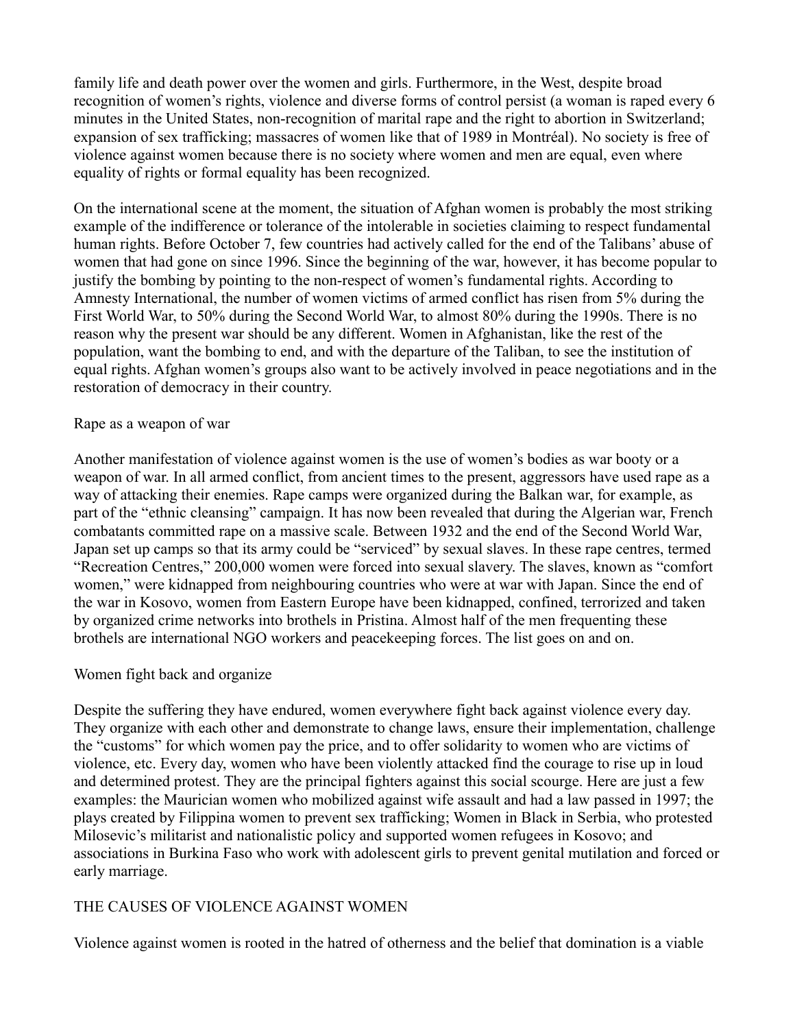family life and death power over the women and girls. Furthermore, in the West, despite broad recognition of women's rights, violence and diverse forms of control persist (a woman is raped every 6 minutes in the United States, non-recognition of marital rape and the right to abortion in Switzerland; expansion of sex trafficking; massacres of women like that of 1989 in Montréal). No society is free of violence against women because there is no society where women and men are equal, even where equality of rights or formal equality has been recognized.

On the international scene at the moment, the situation of Afghan women is probably the most striking example of the indifference or tolerance of the intolerable in societies claiming to respect fundamental human rights. Before October 7, few countries had actively called for the end of the Talibans' abuse of women that had gone on since 1996. Since the beginning of the war, however, it has become popular to justify the bombing by pointing to the non-respect of women's fundamental rights. According to Amnesty International, the number of women victims of armed conflict has risen from 5% during the First World War, to 50% during the Second World War, to almost 80% during the 1990s. There is no reason why the present war should be any different. Women in Afghanistan, like the rest of the population, want the bombing to end, and with the departure of the Taliban, to see the institution of equal rights. Afghan women's groups also want to be actively involved in peace negotiations and in the restoration of democracy in their country.

## Rape as a weapon of war

Another manifestation of violence against women is the use of women's bodies as war booty or a weapon of war. In all armed conflict, from ancient times to the present, aggressors have used rape as a way of attacking their enemies. Rape camps were organized during the Balkan war, for example, as part of the "ethnic cleansing" campaign. It has now been revealed that during the Algerian war, French combatants committed rape on a massive scale. Between 1932 and the end of the Second World War, Japan set up camps so that its army could be "serviced" by sexual slaves. In these rape centres, termed "Recreation Centres," 200,000 women were forced into sexual slavery. The slaves, known as "comfort women," were kidnapped from neighbouring countries who were at war with Japan. Since the end of the war in Kosovo, women from Eastern Europe have been kidnapped, confined, terrorized and taken by organized crime networks into brothels in Pristina. Almost half of the men frequenting these brothels are international NGO workers and peacekeeping forces. The list goes on and on.

## Women fight back and organize

Despite the suffering they have endured, women everywhere fight back against violence every day. They organize with each other and demonstrate to change laws, ensure their implementation, challenge the "customs" for which women pay the price, and to offer solidarity to women who are victims of violence, etc. Every day, women who have been violently attacked find the courage to rise up in loud and determined protest. They are the principal fighters against this social scourge. Here are just a few examples: the Maurician women who mobilized against wife assault and had a law passed in 1997; the plays created by Filippina women to prevent sex trafficking; Women in Black in Serbia, who protested Milosevic's militarist and nationalistic policy and supported women refugees in Kosovo; and associations in Burkina Faso who work with adolescent girls to prevent genital mutilation and forced or early marriage.

# THE CAUSES OF VIOLENCE AGAINST WOMEN

Violence against women is rooted in the hatred of otherness and the belief that domination is a viable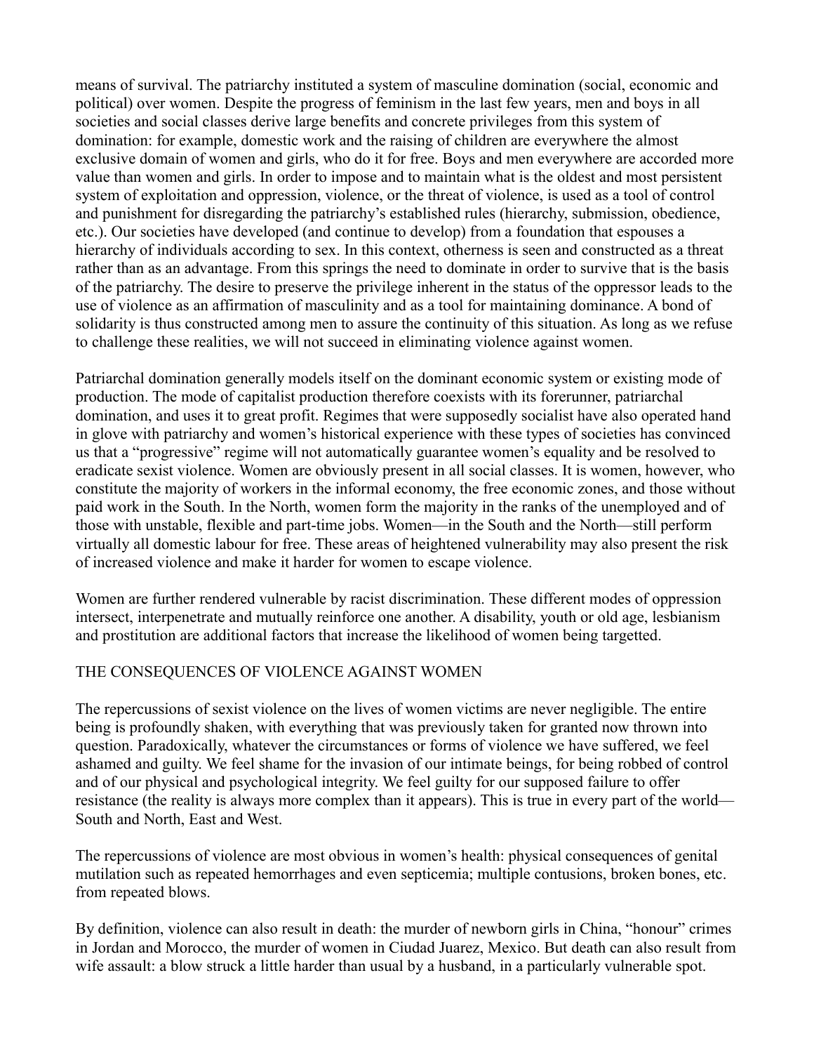means of survival. The patriarchy instituted a system of masculine domination (social, economic and political) over women. Despite the progress of feminism in the last few years, men and boys in all societies and social classes derive large benefits and concrete privileges from this system of domination: for example, domestic work and the raising of children are everywhere the almost exclusive domain of women and girls, who do it for free. Boys and men everywhere are accorded more value than women and girls. In order to impose and to maintain what is the oldest and most persistent system of exploitation and oppression, violence, or the threat of violence, is used as a tool of control and punishment for disregarding the patriarchy's established rules (hierarchy, submission, obedience, etc.). Our societies have developed (and continue to develop) from a foundation that espouses a hierarchy of individuals according to sex. In this context, otherness is seen and constructed as a threat rather than as an advantage. From this springs the need to dominate in order to survive that is the basis of the patriarchy. The desire to preserve the privilege inherent in the status of the oppressor leads to the use of violence as an affirmation of masculinity and as a tool for maintaining dominance. A bond of solidarity is thus constructed among men to assure the continuity of this situation. As long as we refuse to challenge these realities, we will not succeed in eliminating violence against women.

Patriarchal domination generally models itself on the dominant economic system or existing mode of production. The mode of capitalist production therefore coexists with its forerunner, patriarchal domination, and uses it to great profit. Regimes that were supposedly socialist have also operated hand in glove with patriarchy and women's historical experience with these types of societies has convinced us that a "progressive" regime will not automatically guarantee women's equality and be resolved to eradicate sexist violence. Women are obviously present in all social classes. It is women, however, who constitute the majority of workers in the informal economy, the free economic zones, and those without paid work in the South. In the North, women form the majority in the ranks of the unemployed and of those with unstable, flexible and part-time jobs. Women—in the South and the North—still perform virtually all domestic labour for free. These areas of heightened vulnerability may also present the risk of increased violence and make it harder for women to escape violence.

Women are further rendered vulnerable by racist discrimination. These different modes of oppression intersect, interpenetrate and mutually reinforce one another. A disability, youth or old age, lesbianism and prostitution are additional factors that increase the likelihood of women being targetted.

## THE CONSEQUENCES OF VIOLENCE AGAINST WOMEN

The repercussions of sexist violence on the lives of women victims are never negligible. The entire being is profoundly shaken, with everything that was previously taken for granted now thrown into question. Paradoxically, whatever the circumstances or forms of violence we have suffered, we feel ashamed and guilty. We feel shame for the invasion of our intimate beings, for being robbed of control and of our physical and psychological integrity. We feel guilty for our supposed failure to offer resistance (the reality is always more complex than it appears). This is true in every part of the world—South and North, East and West.

The repercussions of violence are most obvious in women's health: physical consequences of genital mutilation such as repeated hemorrhages and even septicemia; multiple contusions, broken bones, etc. from repeated blows.

By definition, violence can also result in death: the murder of newborn girls in China, "honour" crimes in Jordan and Morocco, the murder of women in Ciudad Juarez, Mexico. But death can also result from wife assault: a blow struck a little harder than usual by a husband, in a particularly vulnerable spot.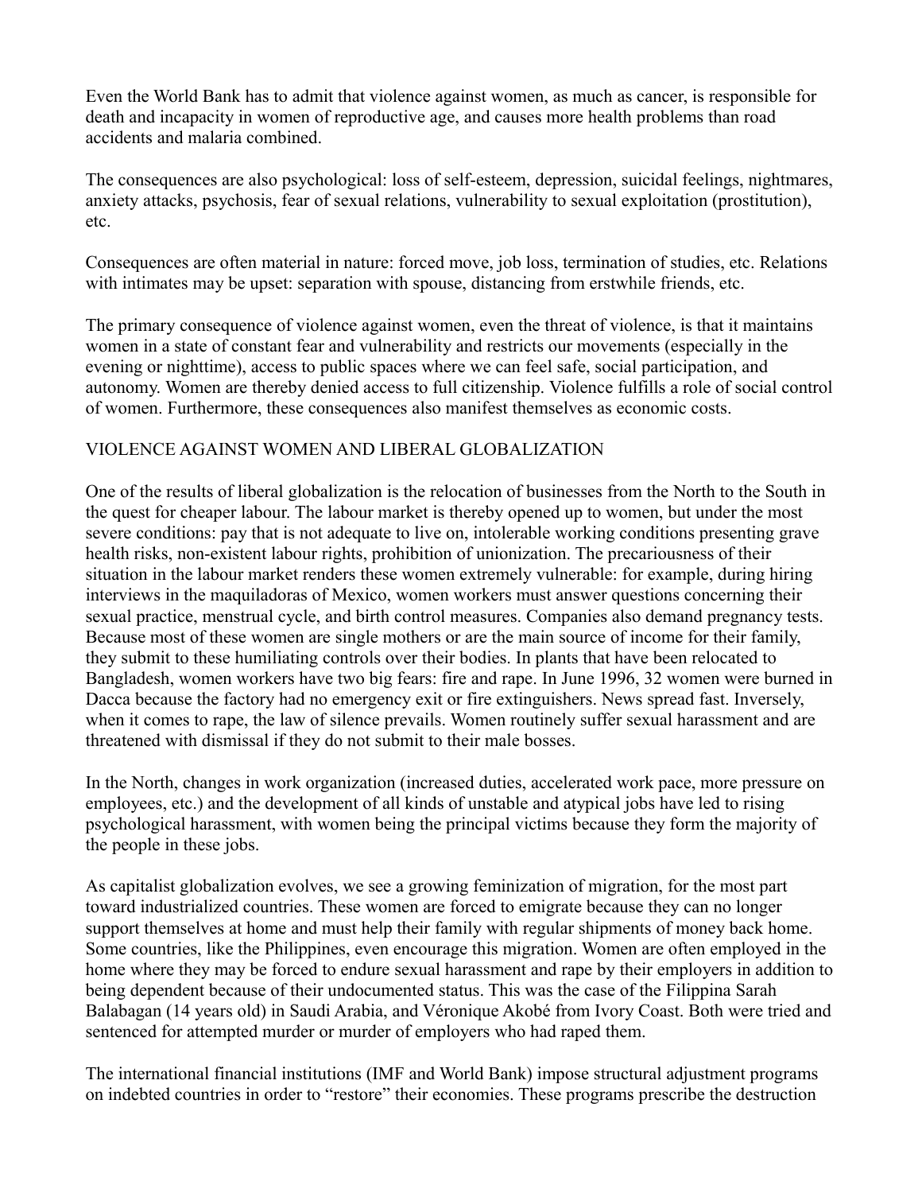Even the World Bank has to admit that violence against women, as much as cancer, is responsible for death and incapacity in women of reproductive age, and causes more health problems than road accidents and malaria combined.

The consequences are also psychological: loss of self-esteem, depression, suicidal feelings, nightmares, anxiety attacks, psychosis, fear of sexual relations, vulnerability to sexual exploitation (prostitution), etc.

Consequences are often material in nature: forced move, job loss, termination of studies, etc. Relations with intimates may be upset: separation with spouse, distancing from erstwhile friends, etc.

The primary consequence of violence against women, even the threat of violence, is that it maintains women in a state of constant fear and vulnerability and restricts our movements (especially in the evening or nighttime), access to public spaces where we can feel safe, social participation, and autonomy. Women are thereby denied access to full citizenship. Violence fulfills a role of social control of women. Furthermore, these consequences also manifest themselves as economic costs.

## VIOLENCE AGAINST WOMEN AND LIBERAL GLOBALIZATION

One of the results of liberal globalization is the relocation of businesses from the North to the South in the quest for cheaper labour. The labour market is thereby opened up to women, but under the most severe conditions: pay that is not adequate to live on, intolerable working conditions presenting grave health risks, non-existent labour rights, prohibition of unionization. The precariousness of their situation in the labour market renders these women extremely vulnerable: for example, during hiring interviews in the maquiladoras of Mexico, women workers must answer questions concerning their sexual practice, menstrual cycle, and birth control measures. Companies also demand pregnancy tests. Because most of these women are single mothers or are the main source of income for their family, they submit to these humiliating controls over their bodies. In plants that have been relocated to Bangladesh, women workers have two big fears: fire and rape. In June 1996, 32 women were burned in Dacca because the factory had no emergency exit or fire extinguishers. News spread fast. Inversely, when it comes to rape, the law of silence prevails. Women routinely suffer sexual harassment and are threatened with dismissal if they do not submit to their male bosses.

In the North, changes in work organization (increased duties, accelerated work pace, more pressure on employees, etc.) and the development of all kinds of unstable and atypical jobs have led to rising psychological harassment, with women being the principal victims because they form the majority of the people in these jobs.

As capitalist globalization evolves, we see a growing feminization of migration, for the most part toward industrialized countries. These women are forced to emigrate because they can no longer support themselves at home and must help their family with regular shipments of money back home. Some countries, like the Philippines, even encourage this migration. Women are often employed in the home where they may be forced to endure sexual harassment and rape by their employers in addition to being dependent because of their undocumented status. This was the case of the Filippina Sarah Balabagan (14 years old) in Saudi Arabia, and Véronique Akobé from Ivory Coast. Both were tried and sentenced for attempted murder or murder of employers who had raped them.

The international financial institutions (IMF and World Bank) impose structural adjustment programs on indebted countries in order to "restore" their economies. These programs prescribe the destruction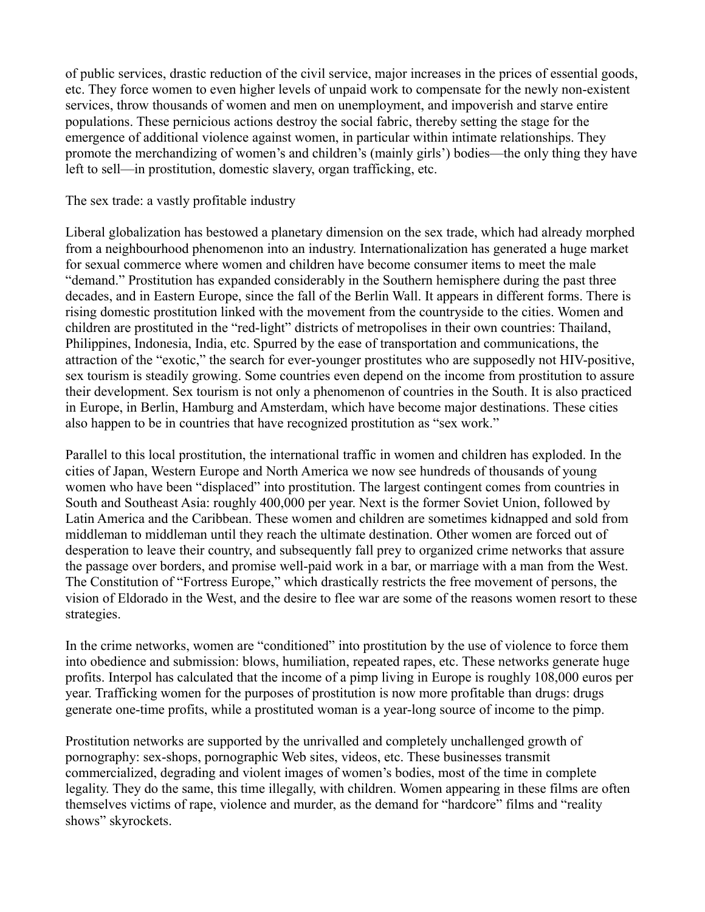of public services, drastic reduction of the civil service, major increases in the prices of essential goods, etc. They force women to even higher levels of unpaid work to compensate for the newly non-existent services, throw thousands of women and men on unemployment, and impoverish and starve entire populations. These pernicious actions destroy the social fabric, thereby setting the stage for the emergence of additional violence against women, in particular within intimate relationships. They promote the merchandizing of women's and children's (mainly girls') bodies—the only thing they have left to sell—in prostitution, domestic slavery, organ trafficking, etc.

## The sex trade: a vastly profitable industry

Liberal globalization has bestowed a planetary dimension on the sex trade, which had already morphed from a neighbourhood phenomenon into an industry. Internationalization has generated a huge market for sexual commerce where women and children have become consumer items to meet the male "demand." Prostitution has expanded considerably in the Southern hemisphere during the past three decades, and in Eastern Europe, since the fall of the Berlin Wall. It appears in different forms. There is rising domestic prostitution linked with the movement from the countryside to the cities. Women and children are prostituted in the "red-light" districts of metropolises in their own countries: Thailand, Philippines, Indonesia, India, etc. Spurred by the ease of transportation and communications, the attraction of the "exotic," the search for ever-younger prostitutes who are supposedly not HIV-positive, sex tourism is steadily growing. Some countries even depend on the income from prostitution to assure their development. Sex tourism is not only a phenomenon of countries in the South. It is also practiced in Europe, in Berlin, Hamburg and Amsterdam, which have become major destinations. These cities also happen to be in countries that have recognized prostitution as "sex work."

Parallel to this local prostitution, the international traffic in women and children has exploded. In the cities of Japan, Western Europe and North America we now see hundreds of thousands of young women who have been "displaced" into prostitution. The largest contingent comes from countries in South and Southeast Asia: roughly 400,000 per year. Next is the former Soviet Union, followed by Latin America and the Caribbean. These women and children are sometimes kidnapped and sold from middleman to middleman until they reach the ultimate destination. Other women are forced out of desperation to leave their country, and subsequently fall prey to organized crime networks that assure the passage over borders, and promise well-paid work in a bar, or marriage with a man from the West. The Constitution of "Fortress Europe," which drastically restricts the free movement of persons, the vision of Eldorado in the West, and the desire to flee war are some of the reasons women resort to these strategies.

In the crime networks, women are "conditioned" into prostitution by the use of violence to force them into obedience and submission: blows, humiliation, repeated rapes, etc. These networks generate huge profits. Interpol has calculated that the income of a pimp living in Europe is roughly 108,000 euros per year. Trafficking women for the purposes of prostitution is now more profitable than drugs: drugs generate one-time profits, while a prostituted woman is a year-long source of income to the pimp.

Prostitution networks are supported by the unrivalled and completely unchallenged growth of pornography: sex-shops, pornographic Web sites, videos, etc. These businesses transmit commercialized, degrading and violent images of women's bodies, most of the time in complete legality. They do the same, this time illegally, with children. Women appearing in these films are often themselves victims of rape, violence and murder, as the demand for "hardcore" films and "reality shows" skyrockets.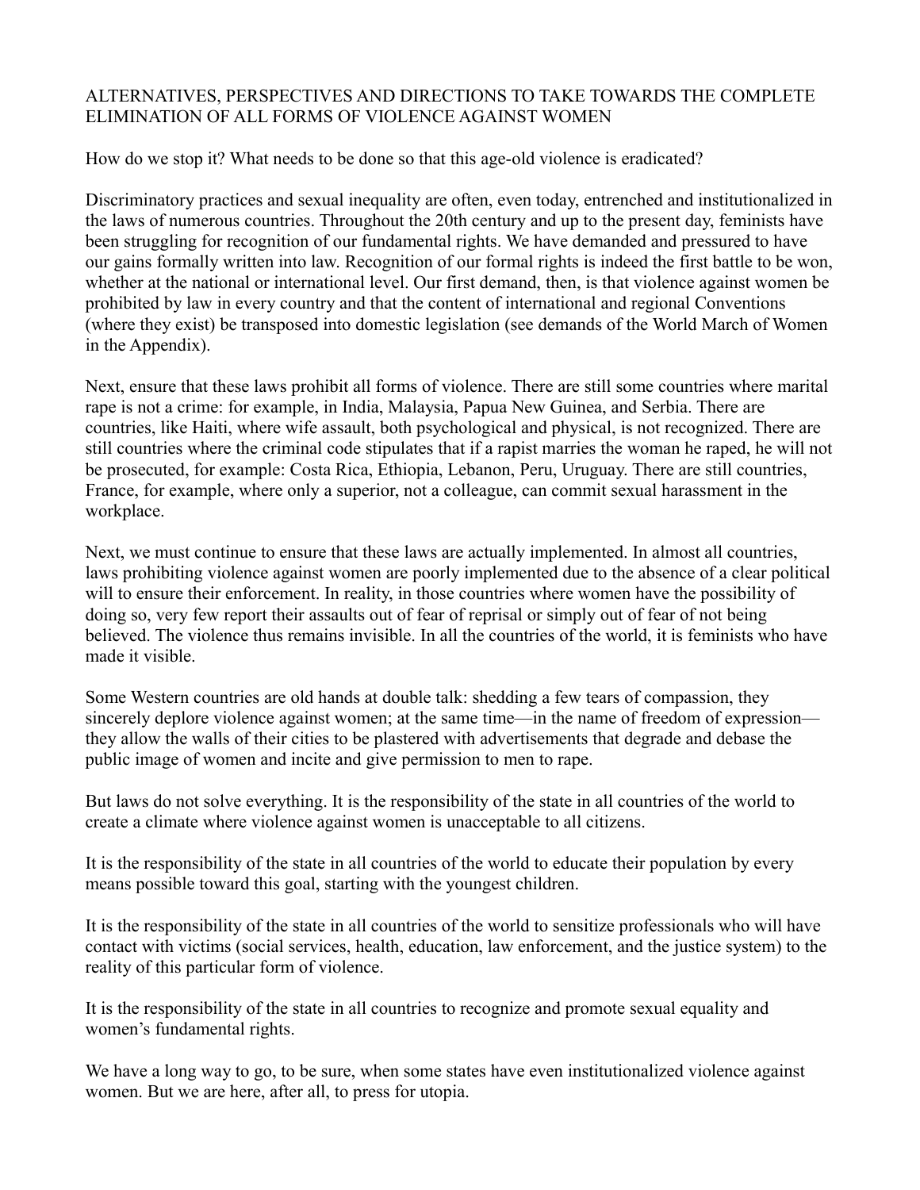## ALTERNATIVES, PERSPECTIVES AND DIRECTIONS TO TAKE TOWARDS THE COMPLETE ELIMINATION OF ALL FORMS OF VIOLENCE AGAINST WOMEN

How do we stop it? What needs to be done so that this age-old violence is eradicated?

Discriminatory practices and sexual inequality are often, even today, entrenched and institutionalized in the laws of numerous countries. Throughout the 20th century and up to the present day, feminists have been struggling for recognition of our fundamental rights. We have demanded and pressured to have our gains formally written into law. Recognition of our formal rights is indeed the first battle to be won, whether at the national or international level. Our first demand, then, is that violence against women be prohibited by law in every country and that the content of international and regional Conventions (where they exist) be transposed into domestic legislation (see demands of the World March of Women in the Appendix).

Next, ensure that these laws prohibit all forms of violence. There are still some countries where marital rape is not a crime: for example, in India, Malaysia, Papua New Guinea, and Serbia. There are countries, like Haiti, where wife assault, both psychological and physical, is not recognized. There are still countries where the criminal code stipulates that if a rapist marries the woman he raped, he will not be prosecuted, for example: Costa Rica, Ethiopia, Lebanon, Peru, Uruguay. There are still countries, France, for example, where only a superior, not a colleague, can commit sexual harassment in the workplace.

Next, we must continue to ensure that these laws are actually implemented. In almost all countries, laws prohibiting violence against women are poorly implemented due to the absence of a clear political will to ensure their enforcement. In reality, in those countries where women have the possibility of doing so, very few report their assaults out of fear of reprisal or simply out of fear of not being believed. The violence thus remains invisible. In all the countries of the world, it is feminists who have made it visible.

Some Western countries are old hands at double talk: shedding a few tears of compassion, they sincerely deplore violence against women; at the same time—in the name of freedom of expression—they allow the walls of their cities to be plastered with advertisements that degrade and debase the public image of women and incite and give permission to men to rape.

But laws do not solve everything. It is the responsibility of the state in all countries of the world to create a climate where violence against women is unacceptable to all citizens.

It is the responsibility of the state in all countries of the world to educate their population by every means possible toward this goal, starting with the youngest children.

It is the responsibility of the state in all countries of the world to sensitize professionals who will have contact with victims (social services, health, education, law enforcement, and the justice system) to the reality of this particular form of violence.

It is the responsibility of the state in all countries to recognize and promote sexual equality and women's fundamental rights.

We have a long way to go, to be sure, when some states have even institutionalized violence against women. But we are here, after all, to press for utopia.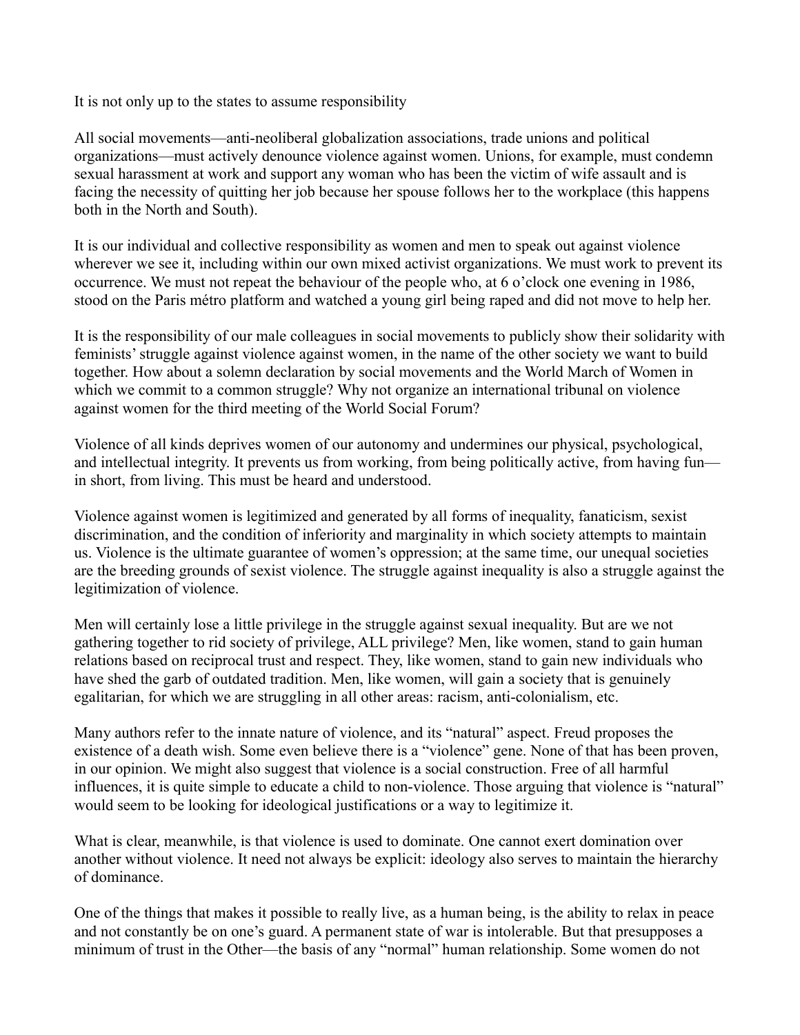It is not only up to the states to assume responsibility

All social movements—anti-neoliberal globalization associations, trade unions and political organizations—must actively denounce violence against women. Unions, for example, must condemn sexual harassment at work and support any woman who has been the victim of wife assault and is facing the necessity of quitting her job because her spouse follows her to the workplace (this happens both in the North and South).

It is our individual and collective responsibility as women and men to speak out against violence wherever we see it, including within our own mixed activist organizations. We must work to prevent its occurrence. We must not repeat the behaviour of the people who, at 6 o'clock one evening in 1986, stood on the Paris métro platform and watched a young girl being raped and did not move to help her.

It is the responsibility of our male colleagues in social movements to publicly show their solidarity with feminists' struggle against violence against women, in the name of the other society we want to build together. How about a solemn declaration by social movements and the World March of Women in which we commit to a common struggle? Why not organize an international tribunal on violence against women for the third meeting of the World Social Forum?

Violence of all kinds deprives women of our autonomy and undermines our physical, psychological, and intellectual integrity. It prevents us from working, from being politically active, from having fun—in short, from living. This must be heard and understood.

Violence against women is legitimized and generated by all forms of inequality, fanaticism, sexist discrimination, and the condition of inferiority and marginality in which society attempts to maintain us. Violence is the ultimate guarantee of women's oppression; at the same time, our unequal societies are the breeding grounds of sexist violence. The struggle against inequality is also a struggle against the legitimization of violence.

Men will certainly lose a little privilege in the struggle against sexual inequality. But are we not gathering together to rid society of privilege, ALL privilege? Men, like women, stand to gain human relations based on reciprocal trust and respect. They, like women, stand to gain new individuals who have shed the garb of outdated tradition. Men, like women, will gain a society that is genuinely egalitarian, for which we are struggling in all other areas: racism, anti-colonialism, etc.

Many authors refer to the innate nature of violence, and its "natural" aspect. Freud proposes the existence of a death wish. Some even believe there is a "violence" gene. None of that has been proven, in our opinion. We might also suggest that violence is a social construction. Free of all harmful influences, it is quite simple to educate a child to non-violence. Those arguing that violence is "natural" would seem to be looking for ideological justifications or a way to legitimize it.

What is clear, meanwhile, is that violence is used to dominate. One cannot exert domination over another without violence. It need not always be explicit: ideology also serves to maintain the hierarchy of dominance.

One of the things that makes it possible to really live, as a human being, is the ability to relax in peace and not constantly be on one's guard. A permanent state of war is intolerable. But that presupposes a minimum of trust in the Other—the basis of any "normal" human relationship. Some women do not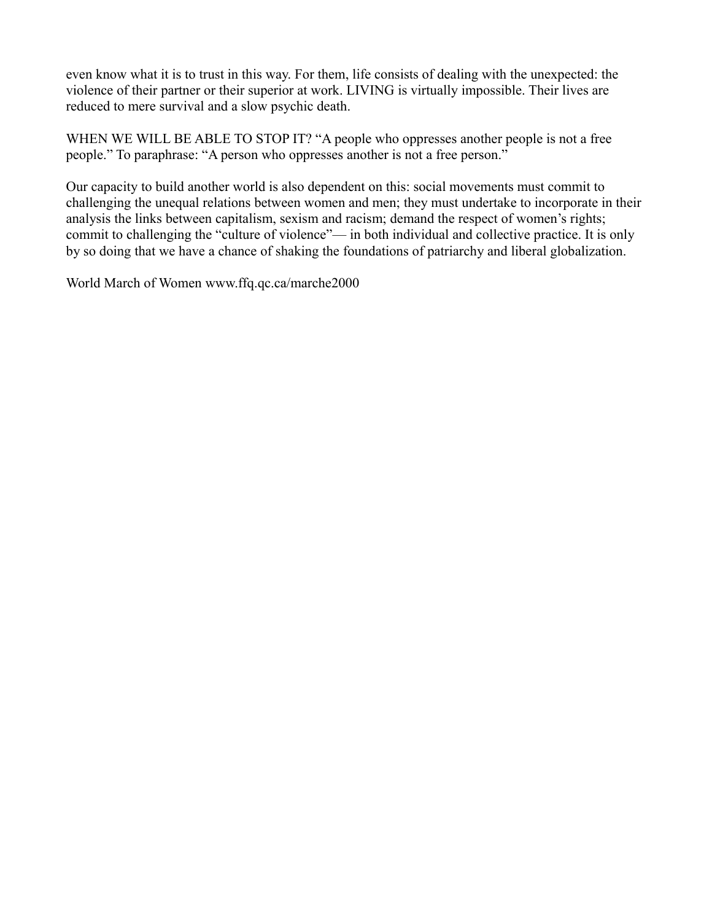even know what it is to trust in this way. For them, life consists of dealing with the unexpected: the violence of their partner or their superior at work. LIVING is virtually impossible. Their lives are reduced to mere survival and a slow psychic death.

WHEN WE WILL BE ABLE TO STOP IT? "A people who oppresses another people is not a free people." To paraphrase: "A person who oppresses another is not a free person."

Our capacity to build another world is also dependent on this: social movements must commit to challenging the unequal relations between women and men; they must undertake to incorporate in their analysis the links between capitalism, sexism and racism; demand the respect of women's rights; commit to challenging the "culture of violence"— in both individual and collective practice. It is only by so doing that we have a chance of shaking the foundations of patriarchy and liberal globalization.

World March of Women www.ffq.qc.ca/marche2000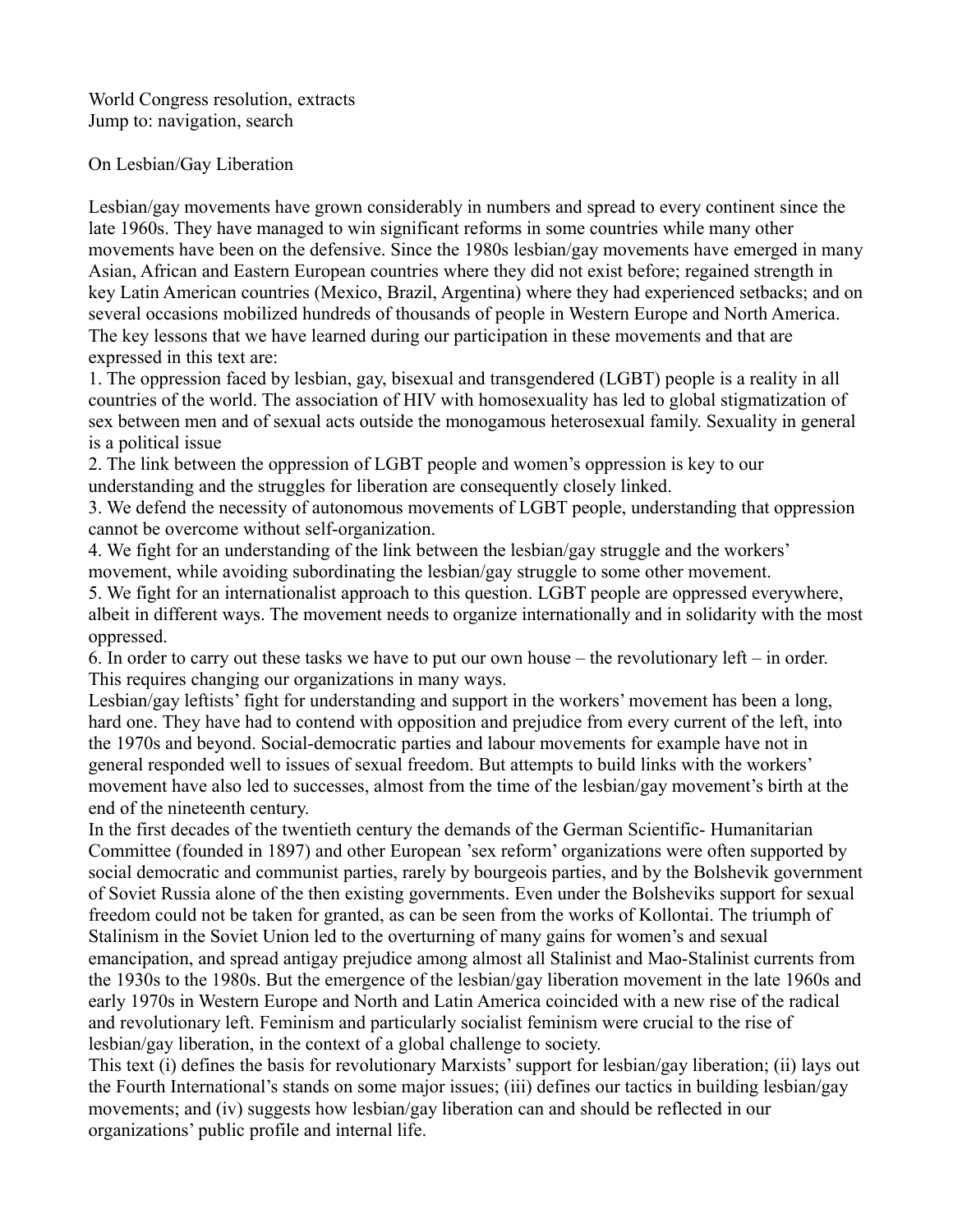World Congress resolution, extracts
Jump to: navigation, search

## On Lesbian/Gay Liberation

Lesbian/gay movements have grown considerably in numbers and spread to every continent since the late 1960s. They have managed to win significant reforms in some countries while many other movements have been on the defensive. Since the 1980s lesbian/gay movements have emerged in many Asian, African and Eastern European countries where they did not exist before; regained strength in key Latin American countries (Mexico, Brazil, Argentina) where they had experienced setbacks; and on several occasions mobilized hundreds of thousands of people in Western Europe and North America. The key lessons that we have learned during our participation in these movements and that are expressed in this text are:

1. The oppression faced by lesbian, gay, bisexual and transgendered (LGBT) people is a reality in all countries of the world. The association of HIV with homosexuality has led to global stigmatization of sex between men and of sexual acts outside the monogamous heterosexual family. Sexuality in general is a political issue
2. The link between the oppression of LGBT people and women's oppression is key to our understanding and the struggles for liberation are consequently closely linked.
3. We defend the necessity of autonomous movements of LGBT people, understanding that oppression cannot be overcome without self-organization.
4. We fight for an understanding of the link between the lesbian/gay struggle and the workers' movement, while avoiding subordinating the lesbian/gay struggle to some other movement.
5. We fight for an internationalist approach to this question. LGBT people are oppressed everywhere, albeit in different ways. The movement needs to organize internationally and in solidarity with the most oppressed.
6. In order to carry out these tasks we have to put our own house – the revolutionary left – in order. This requires changing our organizations in many ways.

Lesbian/gay leftists' fight for understanding and support in the workers' movement has been a long, hard one. They have had to contend with opposition and prejudice from every current of the left, into the 1970s and beyond. Social-democratic parties and labour movements for example have not in general responded well to issues of sexual freedom. But attempts to build links with the workers' movement have also led to successes, almost from the time of the lesbian/gay movement's birth at the end of the nineteenth century.

In the first decades of the twentieth century the demands of the German Scientific- Humanitarian Committee (founded in 1897) and other European 'sex reform' organizations were often supported by social democratic and communist parties, rarely by bourgeois parties, and by the Bolshevik government of Soviet Russia alone of the then existing governments. Even under the Bolsheviks support for sexual freedom could not be taken for granted, as can be seen from the works of Kollontai. The triumph of Stalinism in the Soviet Union led to the overturning of many gains for women's and sexual emancipation, and spread antigay prejudice among almost all Stalinist and Mao-Stalinist currents from the 1930s to the 1980s. But the emergence of the lesbian/gay liberation movement in the late 1960s and early 1970s in Western Europe and North and Latin America coincided with a new rise of the radical and revolutionary left. Feminism and particularly socialist feminism were crucial to the rise of lesbian/gay liberation, in the context of a global challenge to society.

This text (i) defines the basis for revolutionary Marxists' support for lesbian/gay liberation; (ii) lays out the Fourth International's stands on some major issues; (iii) defines our tactics in building lesbian/gay movements; and (iv) suggests how lesbian/gay liberation can and should be reflected in our organizations' public profile and internal life.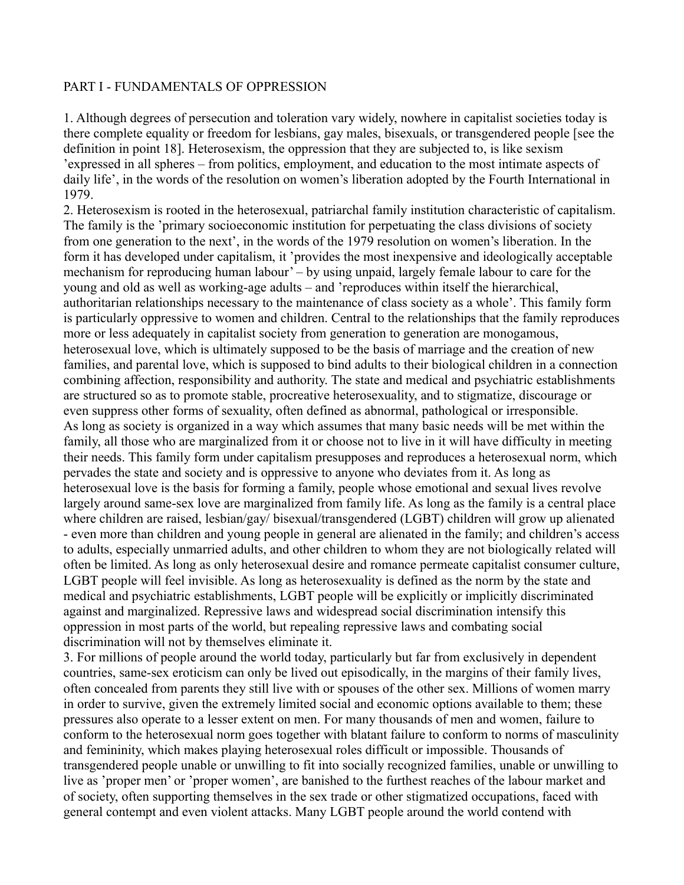PART I - FUNDAMENTALS OF OPPRESSION

1. Although degrees of persecution and toleration vary widely, nowhere in capitalist societies today is there complete equality or freedom for lesbians, gay males, bisexuals, or transgendered people [see the definition in point 18]. Heterosexism, the oppression that they are subjected to, is like sexism 'expressed in all spheres – from politics, employment, and education to the most intimate aspects of daily life', in the words of the resolution on women's liberation adopted by the Fourth International in 1979.

2. Heterosexism is rooted in the heterosexual, patriarchal family institution characteristic of capitalism. The family is the 'primary socioeconomic institution for perpetuating the class divisions of society from one generation to the next', in the words of the 1979 resolution on women's liberation. In the form it has developed under capitalism, it 'provides the most inexpensive and ideologically acceptable mechanism for reproducing human labour' – by using unpaid, largely female labour to care for the young and old as well as working-age adults – and 'reproduces within itself the hierarchical, authoritarian relationships necessary to the maintenance of class society as a whole'. This family form is particularly oppressive to women and children. Central to the relationships that the family reproduces more or less adequately in capitalist society from generation to generation are monogamous, heterosexual love, which is ultimately supposed to be the basis of marriage and the creation of new families, and parental love, which is supposed to bind adults to their biological children in a connection combining affection, responsibility and authority. The state and medical and psychiatric establishments are structured so as to promote stable, procreative heterosexuality, and to stigmatize, discourage or even suppress other forms of sexuality, often defined as abnormal, pathological or irresponsible.
As long as society is organized in a way which assumes that many basic needs will be met within the family, all those who are marginalized from it or choose not to live in it will have difficulty in meeting their needs. This family form under capitalism presupposes and reproduces a heterosexual norm, which pervades the state and society and is oppressive to anyone who deviates from it. As long as heterosexual love is the basis for forming a family, people whose emotional and sexual lives revolve largely around same-sex love are marginalized from family life. As long as the family is a central place where children are raised, lesbian/gay/ bisexual/transgendered (LGBT) children will grow up alienated - even more than children and young people in general are alienated in the family; and children's access to adults, especially unmarried adults, and other children to whom they are not biologically related will often be limited. As long as only heterosexual desire and romance permeate capitalist consumer culture, LGBT people will feel invisible. As long as heterosexuality is defined as the norm by the state and medical and psychiatric establishments, LGBT people will be explicitly or implicitly discriminated against and marginalized. Repressive laws and widespread social discrimination intensify this oppression in most parts of the world, but repealing repressive laws and combating social discrimination will not by themselves eliminate it.

3. For millions of people around the world today, particularly but far from exclusively in dependent countries, same-sex eroticism can only be lived out episodically, in the margins of their family lives, often concealed from parents they still live with or spouses of the other sex. Millions of women marry in order to survive, given the extremely limited social and economic options available to them; these pressures also operate to a lesser extent on men. For many thousands of men and women, failure to conform to the heterosexual norm goes together with blatant failure to conform to norms of masculinity and femininity, which makes playing heterosexual roles difficult or impossible. Thousands of transgendered people unable or unwilling to fit into socially recognized families, unable or unwilling to live as 'proper men' or 'proper women', are banished to the furthest reaches of the labour market and of society, often supporting themselves in the sex trade or other stigmatized occupations, faced with general contempt and even violent attacks. Many LGBT people around the world contend with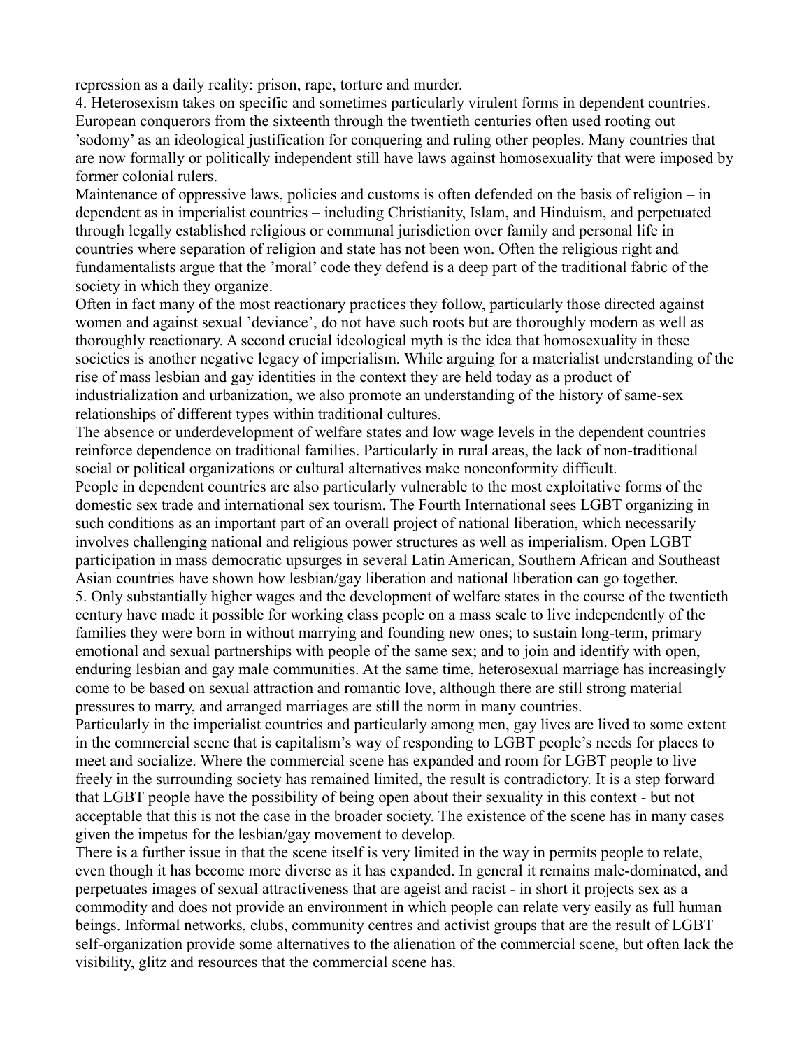repression as a daily reality: prison, rape, torture and murder.

4. Heterosexism takes on specific and sometimes particularly virulent forms in dependent countries. European conquerors from the sixteenth through the twentieth centuries often used rooting out 'sodomy' as an ideological justification for conquering and ruling other peoples. Many countries that are now formally or politically independent still have laws against homosexuality that were imposed by former colonial rulers.

Maintenance of oppressive laws, policies and customs is often defended on the basis of religion – in dependent as in imperialist countries – including Christianity, Islam, and Hinduism, and perpetuated through legally established religious or communal jurisdiction over family and personal life in countries where separation of religion and state has not been won. Often the religious right and fundamentalists argue that the 'moral' code they defend is a deep part of the traditional fabric of the society in which they organize.

Often in fact many of the most reactionary practices they follow, particularly those directed against women and against sexual 'deviance', do not have such roots but are thoroughly modern as well as thoroughly reactionary. A second crucial ideological myth is the idea that homosexuality in these societies is another negative legacy of imperialism. While arguing for a materialist understanding of the rise of mass lesbian and gay identities in the context they are held today as a product of industrialization and urbanization, we also promote an understanding of the history of same-sex relationships of different types within traditional cultures.

The absence or underdevelopment of welfare states and low wage levels in the dependent countries reinforce dependence on traditional families. Particularly in rural areas, the lack of non-traditional social or political organizations or cultural alternatives make nonconformity difficult.

People in dependent countries are also particularly vulnerable to the most exploitative forms of the domestic sex trade and international sex tourism. The Fourth International sees LGBT organizing in such conditions as an important part of an overall project of national liberation, which necessarily involves challenging national and religious power structures as well as imperialism. Open LGBT participation in mass democratic upsurges in several Latin American, Southern African and Southeast Asian countries have shown how lesbian/gay liberation and national liberation can go together.

5. Only substantially higher wages and the development of welfare states in the course of the twentieth century have made it possible for working class people on a mass scale to live independently of the families they were born in without marrying and founding new ones; to sustain long-term, primary emotional and sexual partnerships with people of the same sex; and to join and identify with open, enduring lesbian and gay male communities. At the same time, heterosexual marriage has increasingly come to be based on sexual attraction and romantic love, although there are still strong material pressures to marry, and arranged marriages are still the norm in many countries.

Particularly in the imperialist countries and particularly among men, gay lives are lived to some extent in the commercial scene that is capitalism's way of responding to LGBT people's needs for places to meet and socialize. Where the commercial scene has expanded and room for LGBT people to live freely in the surrounding society has remained limited, the result is contradictory. It is a step forward that LGBT people have the possibility of being open about their sexuality in this context - but not acceptable that this is not the case in the broader society. The existence of the scene has in many cases given the impetus for the lesbian/gay movement to develop.

There is a further issue in that the scene itself is very limited in the way in permits people to relate, even though it has become more diverse as it has expanded. In general it remains male-dominated, and perpetuates images of sexual attractiveness that are ageist and racist - in short it projects sex as a commodity and does not provide an environment in which people can relate very easily as full human beings. Informal networks, clubs, community centres and activist groups that are the result of LGBT self-organization provide some alternatives to the alienation of the commercial scene, but often lack the visibility, glitz and resources that the commercial scene has.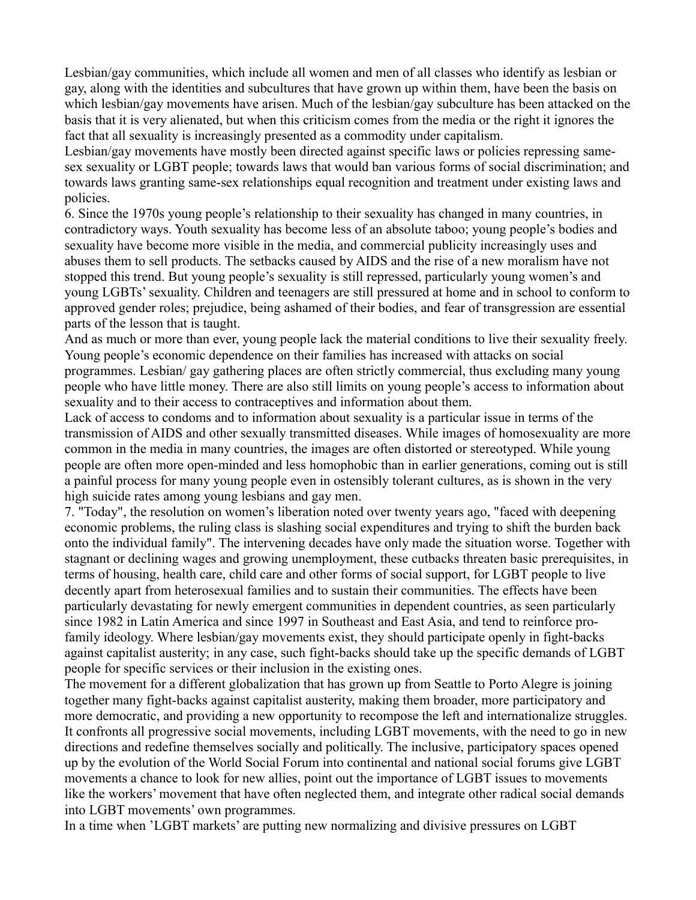Lesbian/gay communities, which include all women and men of all classes who identify as lesbian or gay, along with the identities and subcultures that have grown up within them, have been the basis on which lesbian/gay movements have arisen. Much of the lesbian/gay subculture has been attacked on the basis that it is very alienated, but when this criticism comes from the media or the right it ignores the fact that all sexuality is increasingly presented as a commodity under capitalism.

Lesbian/gay movements have mostly been directed against specific laws or policies repressing same-sex sexuality or LGBT people; towards laws that would ban various forms of social discrimination; and towards laws granting same-sex relationships equal recognition and treatment under existing laws and policies.

6. Since the 1970s young people's relationship to their sexuality has changed in many countries, in contradictory ways. Youth sexuality has become less of an absolute taboo; young people's bodies and sexuality have become more visible in the media, and commercial publicity increasingly uses and abuses them to sell products. The setbacks caused by AIDS and the rise of a new moralism have not stopped this trend. But young people's sexuality is still repressed, particularly young women's and young LGBTs' sexuality. Children and teenagers are still pressured at home and in school to conform to approved gender roles; prejudice, being ashamed of their bodies, and fear of transgression are essential parts of the lesson that is taught.

And as much or more than ever, young people lack the material conditions to live their sexuality freely. Young people's economic dependence on their families has increased with attacks on social programmes. Lesbian/ gay gathering places are often strictly commercial, thus excluding many young people who have little money. There are also still limits on young people's access to information about sexuality and to their access to contraceptives and information about them.

Lack of access to condoms and to information about sexuality is a particular issue in terms of the transmission of AIDS and other sexually transmitted diseases. While images of homosexuality are more common in the media in many countries, the images are often distorted or stereotyped. While young people are often more open-minded and less homophobic than in earlier generations, coming out is still a painful process for many young people even in ostensibly tolerant cultures, as is shown in the very high suicide rates among young lesbians and gay men.

7. "Today", the resolution on women's liberation noted over twenty years ago, "faced with deepening economic problems, the ruling class is slashing social expenditures and trying to shift the burden back onto the individual family". The intervening decades have only made the situation worse. Together with stagnant or declining wages and growing unemployment, these cutbacks threaten basic prerequisites, in terms of housing, health care, child care and other forms of social support, for LGBT people to live decently apart from heterosexual families and to sustain their communities. The effects have been particularly devastating for newly emergent communities in dependent countries, as seen particularly since 1982 in Latin America and since 1997 in Southeast and East Asia, and tend to reinforce pro-family ideology. Where lesbian/gay movements exist, they should participate openly in fight-backs against capitalist austerity; in any case, such fight-backs should take up the specific demands of LGBT people for specific services or their inclusion in the existing ones.

The movement for a different globalization that has grown up from Seattle to Porto Alegre is joining together many fight-backs against capitalist austerity, making them broader, more participatory and more democratic, and providing a new opportunity to recompose the left and internationalize struggles. It confronts all progressive social movements, including LGBT movements, with the need to go in new directions and redefine themselves socially and politically. The inclusive, participatory spaces opened up by the evolution of the World Social Forum into continental and national social forums give LGBT movements a chance to look for new allies, point out the importance of LGBT issues to movements like the workers' movement that have often neglected them, and integrate other radical social demands into LGBT movements' own programmes.

In a time when 'LGBT markets' are putting new normalizing and divisive pressures on LGBT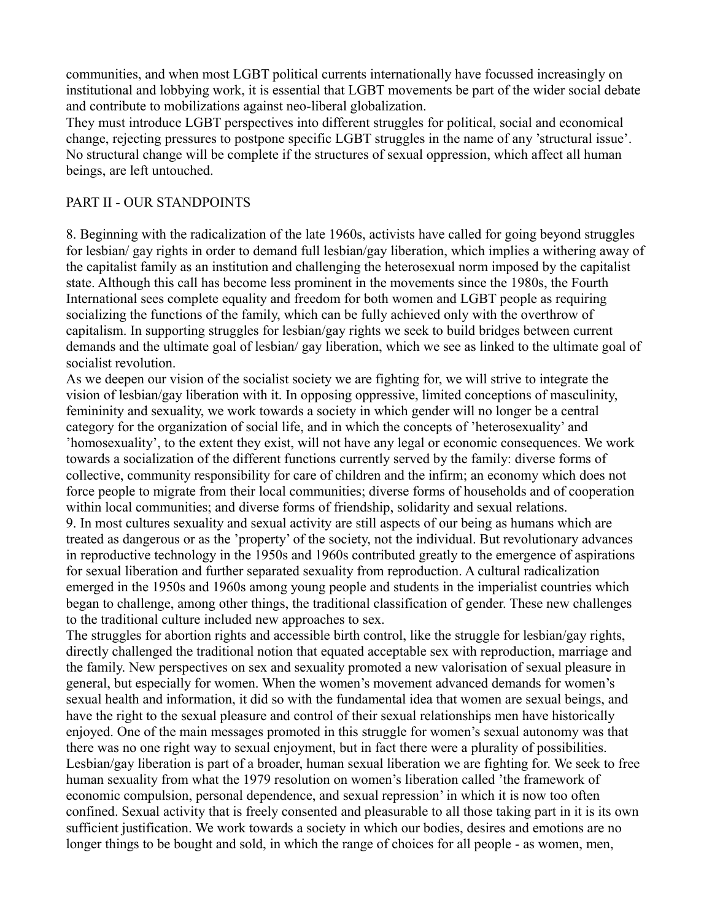communities, and when most LGBT political currents internationally have focussed increasingly on institutional and lobbying work, it is essential that LGBT movements be part of the wider social debate and contribute to mobilizations against neo-liberal globalization.

They must introduce LGBT perspectives into different struggles for political, social and economical change, rejecting pressures to postpone specific LGBT struggles in the name of any 'structural issue'. No structural change will be complete if the structures of sexual oppression, which affect all human beings, are left untouched.

## PART II - OUR STANDPOINTS

8. Beginning with the radicalization of the late 1960s, activists have called for going beyond struggles for lesbian/ gay rights in order to demand full lesbian/gay liberation, which implies a withering away of the capitalist family as an institution and challenging the heterosexual norm imposed by the capitalist state. Although this call has become less prominent in the movements since the 1980s, the Fourth International sees complete equality and freedom for both women and LGBT people as requiring socializing the functions of the family, which can be fully achieved only with the overthrow of capitalism. In supporting struggles for lesbian/gay rights we seek to build bridges between current demands and the ultimate goal of lesbian/ gay liberation, which we see as linked to the ultimate goal of socialist revolution.

As we deepen our vision of the socialist society we are fighting for, we will strive to integrate the vision of lesbian/gay liberation with it. In opposing oppressive, limited conceptions of masculinity, femininity and sexuality, we work towards a society in which gender will no longer be a central category for the organization of social life, and in which the concepts of 'heterosexuality' and 'homosexuality', to the extent they exist, will not have any legal or economic consequences. We work towards a socialization of the different functions currently served by the family: diverse forms of collective, community responsibility for care of children and the infirm; an economy which does not force people to migrate from their local communities; diverse forms of households and of cooperation within local communities; and diverse forms of friendship, solidarity and sexual relations.

9. In most cultures sexuality and sexual activity are still aspects of our being as humans which are treated as dangerous or as the 'property' of the society, not the individual. But revolutionary advances in reproductive technology in the 1950s and 1960s contributed greatly to the emergence of aspirations for sexual liberation and further separated sexuality from reproduction. A cultural radicalization emerged in the 1950s and 1960s among young people and students in the imperialist countries which began to challenge, among other things, the traditional classification of gender. These new challenges to the traditional culture included new approaches to sex.

The struggles for abortion rights and accessible birth control, like the struggle for lesbian/gay rights, directly challenged the traditional notion that equated acceptable sex with reproduction, marriage and the family. New perspectives on sex and sexuality promoted a new valorisation of sexual pleasure in general, but especially for women. When the women's movement advanced demands for women's sexual health and information, it did so with the fundamental idea that women are sexual beings, and have the right to the sexual pleasure and control of their sexual relationships men have historically enjoyed. One of the main messages promoted in this struggle for women's sexual autonomy was that there was no one right way to sexual enjoyment, but in fact there were a plurality of possibilities.

Lesbian/gay liberation is part of a broader, human sexual liberation we are fighting for. We seek to free human sexuality from what the 1979 resolution on women's liberation called 'the framework of economic compulsion, personal dependence, and sexual repression' in which it is now too often confined. Sexual activity that is freely consented and pleasurable to all those taking part in it is its own sufficient justification. We work towards a society in which our bodies, desires and emotions are no longer things to be bought and sold, in which the range of choices for all people - as women, men,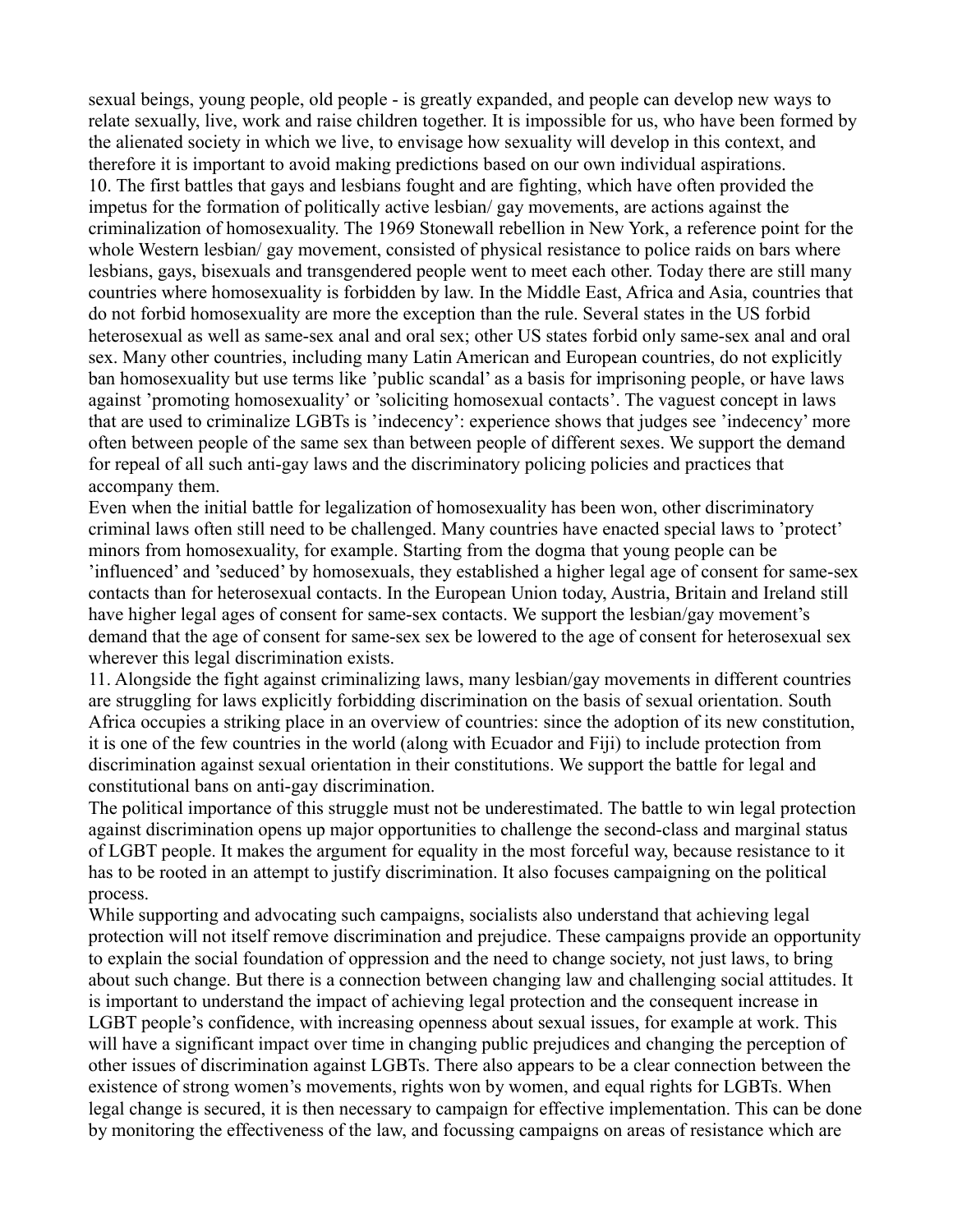sexual beings, young people, old people - is greatly expanded, and people can develop new ways to relate sexually, live, work and raise children together. It is impossible for us, who have been formed by the alienated society in which we live, to envisage how sexuality will develop in this context, and therefore it is important to avoid making predictions based on our own individual aspirations.

10. The first battles that gays and lesbians fought and are fighting, which have often provided the impetus for the formation of politically active lesbian/ gay movements, are actions against the criminalization of homosexuality. The 1969 Stonewall rebellion in New York, a reference point for the whole Western lesbian/ gay movement, consisted of physical resistance to police raids on bars where lesbians, gays, bisexuals and transgendered people went to meet each other. Today there are still many countries where homosexuality is forbidden by law. In the Middle East, Africa and Asia, countries that do not forbid homosexuality are more the exception than the rule. Several states in the US forbid heterosexual as well as same-sex anal and oral sex; other US states forbid only same-sex anal and oral sex. Many other countries, including many Latin American and European countries, do not explicitly ban homosexuality but use terms like 'public scandal' as a basis for imprisoning people, or have laws against 'promoting homosexuality' or 'soliciting homosexual contacts'. The vaguest concept in laws that are used to criminalize LGBTs is 'indecency': experience shows that judges see 'indecency' more often between people of the same sex than between people of different sexes. We support the demand for repeal of all such anti-gay laws and the discriminatory policing policies and practices that accompany them.

Even when the initial battle for legalization of homosexuality has been won, other discriminatory criminal laws often still need to be challenged. Many countries have enacted special laws to 'protect' minors from homosexuality, for example. Starting from the dogma that young people can be 'influenced' and 'seduced' by homosexuals, they established a higher legal age of consent for same-sex contacts than for heterosexual contacts. In the European Union today, Austria, Britain and Ireland still have higher legal ages of consent for same-sex contacts. We support the lesbian/gay movement's demand that the age of consent for same-sex sex be lowered to the age of consent for heterosexual sex wherever this legal discrimination exists.

11. Alongside the fight against criminalizing laws, many lesbian/gay movements in different countries are struggling for laws explicitly forbidding discrimination on the basis of sexual orientation. South Africa occupies a striking place in an overview of countries: since the adoption of its new constitution, it is one of the few countries in the world (along with Ecuador and Fiji) to include protection from discrimination against sexual orientation in their constitutions. We support the battle for legal and constitutional bans on anti-gay discrimination.

The political importance of this struggle must not be underestimated. The battle to win legal protection against discrimination opens up major opportunities to challenge the second-class and marginal status of LGBT people. It makes the argument for equality in the most forceful way, because resistance to it has to be rooted in an attempt to justify discrimination. It also focuses campaigning on the political process.

While supporting and advocating such campaigns, socialists also understand that achieving legal protection will not itself remove discrimination and prejudice. These campaigns provide an opportunity to explain the social foundation of oppression and the need to change society, not just laws, to bring about such change. But there is a connection between changing law and challenging social attitudes. It is important to understand the impact of achieving legal protection and the consequent increase in LGBT people's confidence, with increasing openness about sexual issues, for example at work. This will have a significant impact over time in changing public prejudices and changing the perception of other issues of discrimination against LGBTs. There also appears to be a clear connection between the existence of strong women's movements, rights won by women, and equal rights for LGBTs. When legal change is secured, it is then necessary to campaign for effective implementation. This can be done by monitoring the effectiveness of the law, and focussing campaigns on areas of resistance which are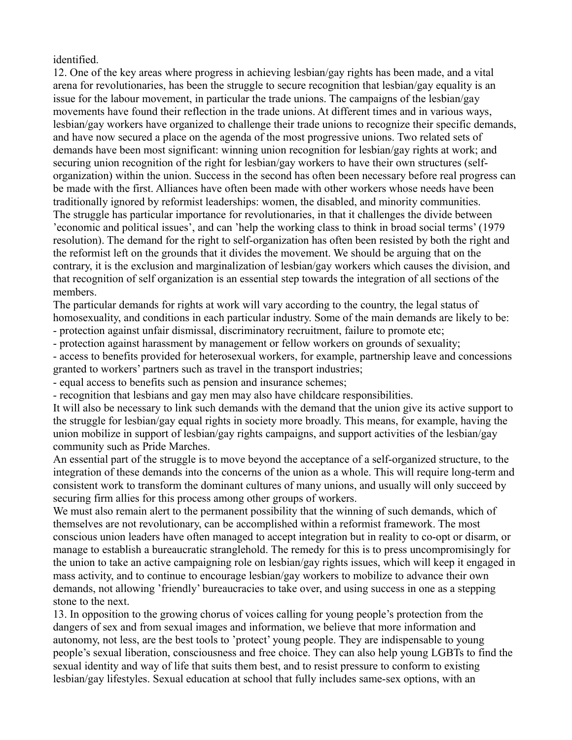identified.

12. One of the key areas where progress in achieving lesbian/gay rights has been made, and a vital arena for revolutionaries, has been the struggle to secure recognition that lesbian/gay equality is an issue for the labour movement, in particular the trade unions. The campaigns of the lesbian/gay movements have found their reflection in the trade unions. At different times and in various ways, lesbian/gay workers have organized to challenge their trade unions to recognize their specific demands, and have now secured a place on the agenda of the most progressive unions. Two related sets of demands have been most significant: winning union recognition for lesbian/gay rights at work; and securing union recognition of the right for lesbian/gay workers to have their own structures (self-organization) within the union. Success in the second has often been necessary before real progress can be made with the first. Alliances have often been made with other workers whose needs have been traditionally ignored by reformist leaderships: women, the disabled, and minority communities.

The struggle has particular importance for revolutionaries, in that it challenges the divide between 'economic and political issues', and can 'help the working class to think in broad social terms' (1979 resolution). The demand for the right to self-organization has often been resisted by both the right and the reformist left on the grounds that it divides the movement. We should be arguing that on the contrary, it is the exclusion and marginalization of lesbian/gay workers which causes the division, and that recognition of self organization is an essential step towards the integration of all sections of the members.

The particular demands for rights at work will vary according to the country, the legal status of homosexuality, and conditions in each particular industry. Some of the main demands are likely to be:

- protection against unfair dismissal, discriminatory recruitment, failure to promote etc;
- protection against harassment by management or fellow workers on grounds of sexuality;
- access to benefits provided for heterosexual workers, for example, partnership leave and concessions granted to workers' partners such as travel in the transport industries;
- equal access to benefits such as pension and insurance schemes;
- recognition that lesbians and gay men may also have childcare responsibilities.

It will also be necessary to link such demands with the demand that the union give its active support to the struggle for lesbian/gay equal rights in society more broadly. This means, for example, having the union mobilize in support of lesbian/gay rights campaigns, and support activities of the lesbian/gay community such as Pride Marches.

An essential part of the struggle is to move beyond the acceptance of a self-organized structure, to the integration of these demands into the concerns of the union as a whole. This will require long-term and consistent work to transform the dominant cultures of many unions, and usually will only succeed by securing firm allies for this process among other groups of workers.

We must also remain alert to the permanent possibility that the winning of such demands, which of themselves are not revolutionary, can be accomplished within a reformist framework. The most conscious union leaders have often managed to accept integration but in reality to co-opt or disarm, or manage to establish a bureaucratic stranglehold. The remedy for this is to press uncompromisingly for the union to take an active campaigning role on lesbian/gay rights issues, which will keep it engaged in mass activity, and to continue to encourage lesbian/gay workers to mobilize to advance their own demands, not allowing 'friendly' bureaucracies to take over, and using success in one as a stepping stone to the next.

13. In opposition to the growing chorus of voices calling for young people's protection from the dangers of sex and from sexual images and information, we believe that more information and autonomy, not less, are the best tools to 'protect' young people. They are indispensable to young people's sexual liberation, consciousness and free choice. They can also help young LGBTs to find the sexual identity and way of life that suits them best, and to resist pressure to conform to existing lesbian/gay lifestyles. Sexual education at school that fully includes same-sex options, with an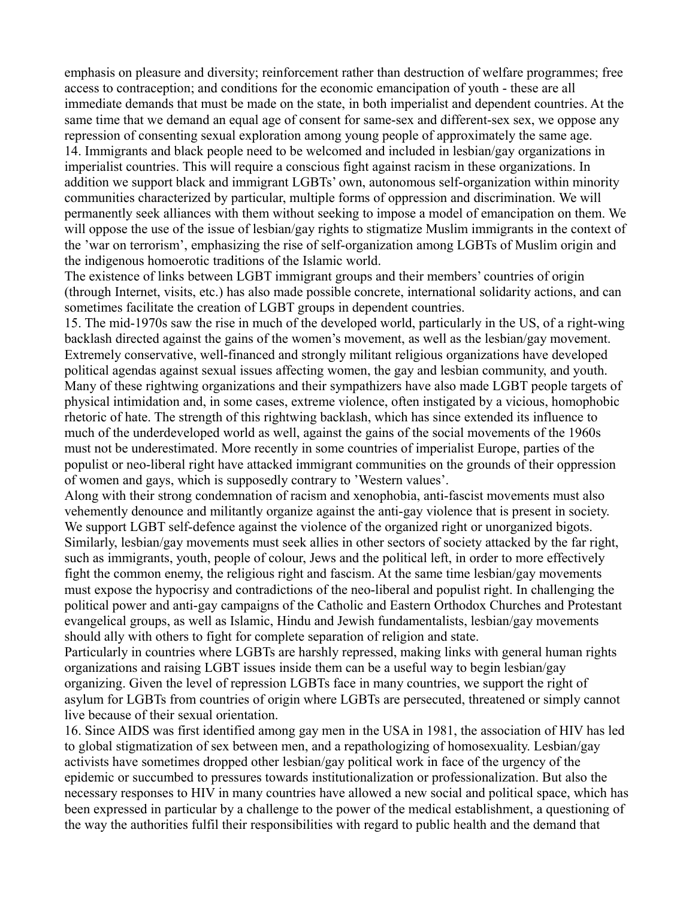emphasis on pleasure and diversity; reinforcement rather than destruction of welfare programmes; free access to contraception; and conditions for the economic emancipation of youth - these are all immediate demands that must be made on the state, in both imperialist and dependent countries. At the same time that we demand an equal age of consent for same-sex and different-sex sex, we oppose any repression of consenting sexual exploration among young people of approximately the same age.

14. Immigrants and black people need to be welcomed and included in lesbian/gay organizations in imperialist countries. This will require a conscious fight against racism in these organizations. In addition we support black and immigrant LGBTs' own, autonomous self-organization within minority communities characterized by particular, multiple forms of oppression and discrimination. We will permanently seek alliances with them without seeking to impose a model of emancipation on them. We will oppose the use of the issue of lesbian/gay rights to stigmatize Muslim immigrants in the context of the 'war on terrorism', emphasizing the rise of self-organization among LGBTs of Muslim origin and the indigenous homoerotic traditions of the Islamic world.

The existence of links between LGBT immigrant groups and their members' countries of origin (through Internet, visits, etc.) has also made possible concrete, international solidarity actions, and can sometimes facilitate the creation of LGBT groups in dependent countries.

15. The mid-1970s saw the rise in much of the developed world, particularly in the US, of a right-wing backlash directed against the gains of the women's movement, as well as the lesbian/gay movement. Extremely conservative, well-financed and strongly militant religious organizations have developed political agendas against sexual issues affecting women, the gay and lesbian community, and youth. Many of these rightwing organizations and their sympathizers have also made LGBT people targets of physical intimidation and, in some cases, extreme violence, often instigated by a vicious, homophobic rhetoric of hate. The strength of this rightwing backlash, which has since extended its influence to much of the underdeveloped world as well, against the gains of the social movements of the 1960s must not be underestimated. More recently in some countries of imperialist Europe, parties of the populist or neo-liberal right have attacked immigrant communities on the grounds of their oppression of women and gays, which is supposedly contrary to 'Western values'.

Along with their strong condemnation of racism and xenophobia, anti-fascist movements must also vehemently denounce and militantly organize against the anti-gay violence that is present in society. We support LGBT self-defence against the violence of the organized right or unorganized bigots. Similarly, lesbian/gay movements must seek allies in other sectors of society attacked by the far right, such as immigrants, youth, people of colour, Jews and the political left, in order to more effectively fight the common enemy, the religious right and fascism. At the same time lesbian/gay movements must expose the hypocrisy and contradictions of the neo-liberal and populist right. In challenging the political power and anti-gay campaigns of the Catholic and Eastern Orthodox Churches and Protestant evangelical groups, as well as Islamic, Hindu and Jewish fundamentalists, lesbian/gay movements should ally with others to fight for complete separation of religion and state.

Particularly in countries where LGBTs are harshly repressed, making links with general human rights organizations and raising LGBT issues inside them can be a useful way to begin lesbian/gay organizing. Given the level of repression LGBTs face in many countries, we support the right of asylum for LGBTs from countries of origin where LGBTs are persecuted, threatened or simply cannot live because of their sexual orientation.

16. Since AIDS was first identified among gay men in the USA in 1981, the association of HIV has led to global stigmatization of sex between men, and a repathologizing of homosexuality. Lesbian/gay activists have sometimes dropped other lesbian/gay political work in face of the urgency of the epidemic or succumbed to pressures towards institutionalization or professionalization. But also the necessary responses to HIV in many countries have allowed a new social and political space, which has been expressed in particular by a challenge to the power of the medical establishment, a questioning of the way the authorities fulfil their responsibilities with regard to public health and the demand that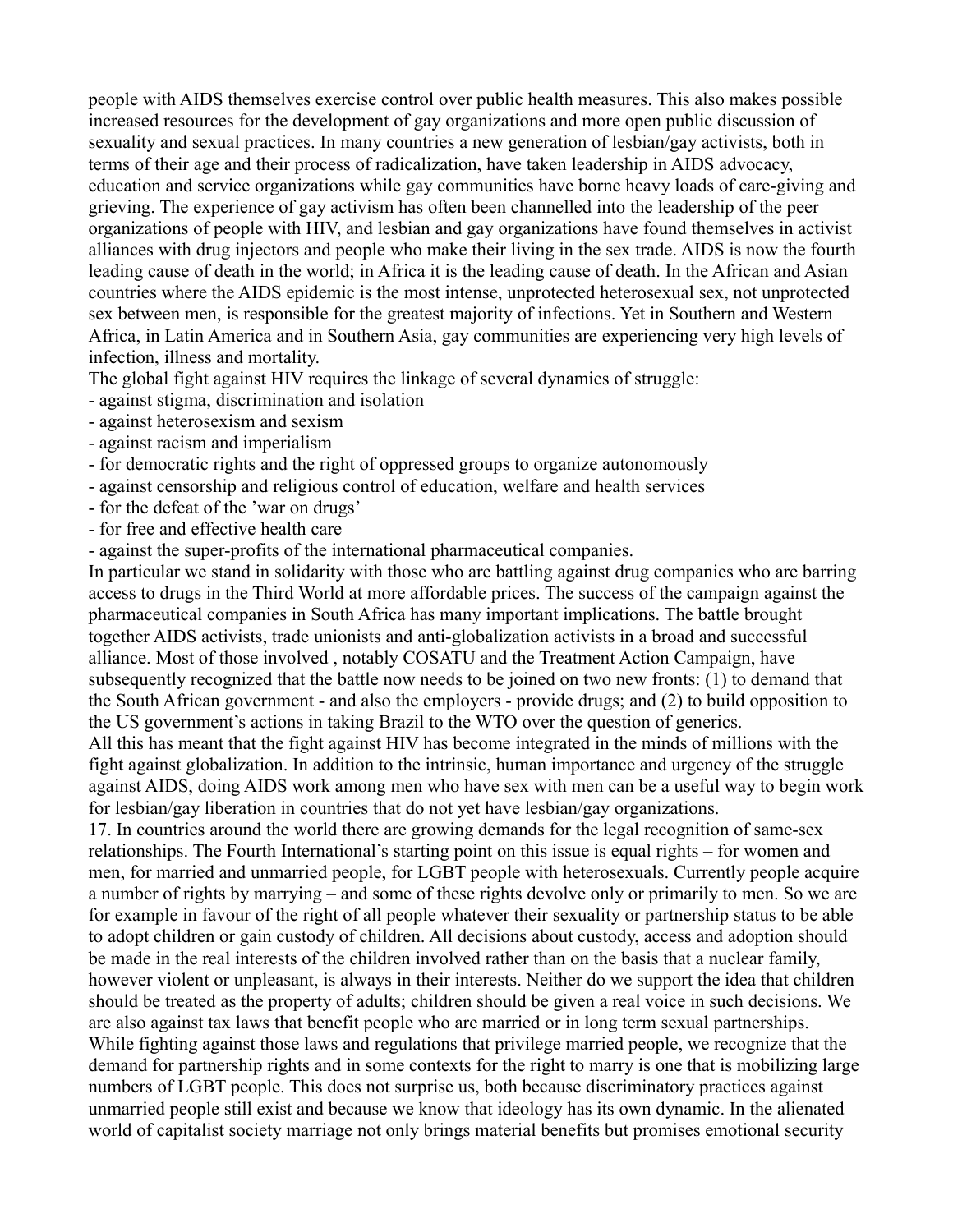people with AIDS themselves exercise control over public health measures. This also makes possible increased resources for the development of gay organizations and more open public discussion of sexuality and sexual practices. In many countries a new generation of lesbian/gay activists, both in terms of their age and their process of radicalization, have taken leadership in AIDS advocacy, education and service organizations while gay communities have borne heavy loads of care-giving and grieving. The experience of gay activism has often been channelled into the leadership of the peer organizations of people with HIV, and lesbian and gay organizations have found themselves in activist alliances with drug injectors and people who make their living in the sex trade. AIDS is now the fourth leading cause of death in the world; in Africa it is the leading cause of death. In the African and Asian countries where the AIDS epidemic is the most intense, unprotected heterosexual sex, not unprotected sex between men, is responsible for the greatest majority of infections. Yet in Southern and Western Africa, in Latin America and in Southern Asia, gay communities are experiencing very high levels of infection, illness and mortality.

The global fight against HIV requires the linkage of several dynamics of struggle:

- against stigma, discrimination and isolation
- against heterosexism and sexism
- against racism and imperialism
- for democratic rights and the right of oppressed groups to organize autonomously
- against censorship and religious control of education, welfare and health services
- for the defeat of the 'war on drugs'
- for free and effective health care
- against the super-profits of the international pharmaceutical companies.

In particular we stand in solidarity with those who are battling against drug companies who are barring access to drugs in the Third World at more affordable prices. The success of the campaign against the pharmaceutical companies in South Africa has many important implications. The battle brought together AIDS activists, trade unionists and anti-globalization activists in a broad and successful alliance. Most of those involved , notably COSATU and the Treatment Action Campaign, have subsequently recognized that the battle now needs to be joined on two new fronts: (1) to demand that the South African government - and also the employers - provide drugs; and (2) to build opposition to the US government's actions in taking Brazil to the WTO over the question of generics.

All this has meant that the fight against HIV has become integrated in the minds of millions with the fight against globalization. In addition to the intrinsic, human importance and urgency of the struggle against AIDS, doing AIDS work among men who have sex with men can be a useful way to begin work for lesbian/gay liberation in countries that do not yet have lesbian/gay organizations.

17. In countries around the world there are growing demands for the legal recognition of same-sex relationships. The Fourth International's starting point on this issue is equal rights – for women and men, for married and unmarried people, for LGBT people with heterosexuals. Currently people acquire a number of rights by marrying – and some of these rights devolve only or primarily to men. So we are for example in favour of the right of all people whatever their sexuality or partnership status to be able to adopt children or gain custody of children. All decisions about custody, access and adoption should be made in the real interests of the children involved rather than on the basis that a nuclear family, however violent or unpleasant, is always in their interests. Neither do we support the idea that children should be treated as the property of adults; children should be given a real voice in such decisions. We are also against tax laws that benefit people who are married or in long term sexual partnerships. While fighting against those laws and regulations that privilege married people, we recognize that the demand for partnership rights and in some contexts for the right to marry is one that is mobilizing large numbers of LGBT people. This does not surprise us, both because discriminatory practices against unmarried people still exist and because we know that ideology has its own dynamic. In the alienated world of capitalist society marriage not only brings material benefits but promises emotional security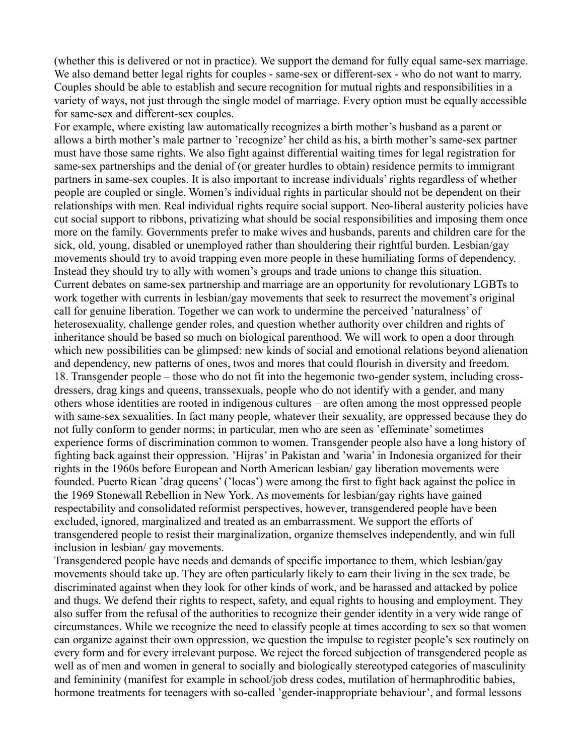(whether this is delivered or not in practice). We support the demand for fully equal same-sex marriage. We also demand better legal rights for couples - same-sex or different-sex - who do not want to marry. Couples should be able to establish and secure recognition for mutual rights and responsibilities in a variety of ways, not just through the single model of marriage. Every option must be equally accessible for same-sex and different-sex couples.

For example, where existing law automatically recognizes a birth mother's husband as a parent or allows a birth mother's male partner to 'recognize' her child as his, a birth mother's same-sex partner must have those same rights. We also fight against differential waiting times for legal registration for same-sex partnerships and the denial of (or greater hurdles to obtain) residence permits to immigrant partners in same-sex couples. It is also important to increase individuals' rights regardless of whether people are coupled or single. Women's individual rights in particular should not be dependent on their relationships with men. Real individual rights require social support. Neo-liberal austerity policies have cut social support to ribbons, privatizing what should be social responsibilities and imposing them once more on the family. Governments prefer to make wives and husbands, parents and children care for the sick, old, young, disabled or unemployed rather than shouldering their rightful burden. Lesbian/gay movements should try to avoid trapping even more people in these humiliating forms of dependency. Instead they should try to ally with women's groups and trade unions to change this situation.

Current debates on same-sex partnership and marriage are an opportunity for revolutionary LGBTs to work together with currents in lesbian/gay movements that seek to resurrect the movement's original call for genuine liberation. Together we can work to undermine the perceived 'naturalness' of heterosexuality, challenge gender roles, and question whether authority over children and rights of inheritance should be based so much on biological parenthood. We will work to open a door through which new possibilities can be glimpsed: new kinds of social and emotional relations beyond alienation and dependency, new patterns of ones, twos and mores that could flourish in diversity and freedom.

18. Transgender people – those who do not fit into the hegemonic two-gender system, including cross-dressers, drag kings and queens, transsexuals, people who do not identify with a gender, and many others whose identities are rooted in indigenous cultures – are often among the most oppressed people with same-sex sexualities. In fact many people, whatever their sexuality, are oppressed because they do not fully conform to gender norms; in particular, men who are seen as 'effeminate' sometimes experience forms of discrimination common to women. Transgender people also have a long history of fighting back against their oppression. 'Hijras' in Pakistan and 'waria' in Indonesia organized for their rights in the 1960s before European and North American lesbian/ gay liberation movements were founded. Puerto Rican 'drag queens' ('locas') were among the first to fight back against the police in the 1969 Stonewall Rebellion in New York. As movements for lesbian/gay rights have gained respectability and consolidated reformist perspectives, however, transgendered people have been excluded, ignored, marginalized and treated as an embarrassment. We support the efforts of transgendered people to resist their marginalization, organize themselves independently, and win full inclusion in lesbian/ gay movements.

Transgendered people have needs and demands of specific importance to them, which lesbian/gay movements should take up. They are often particularly likely to earn their living in the sex trade, be discriminated against when they look for other kinds of work, and be harassed and attacked by police and thugs. We defend their rights to respect, safety, and equal rights to housing and employment. They also suffer from the refusal of the authorities to recognize their gender identity in a very wide range of circumstances. While we recognize the need to classify people at times according to sex so that women can organize against their own oppression, we question the impulse to register people's sex routinely on every form and for every irrelevant purpose. We reject the forced subjection of transgendered people as well as of men and women in general to socially and biologically stereotyped categories of masculinity and femininity (manifest for example in school/job dress codes, mutilation of hermaphroditic babies, hormone treatments for teenagers with so-called 'gender-inappropriate behaviour', and formal lessons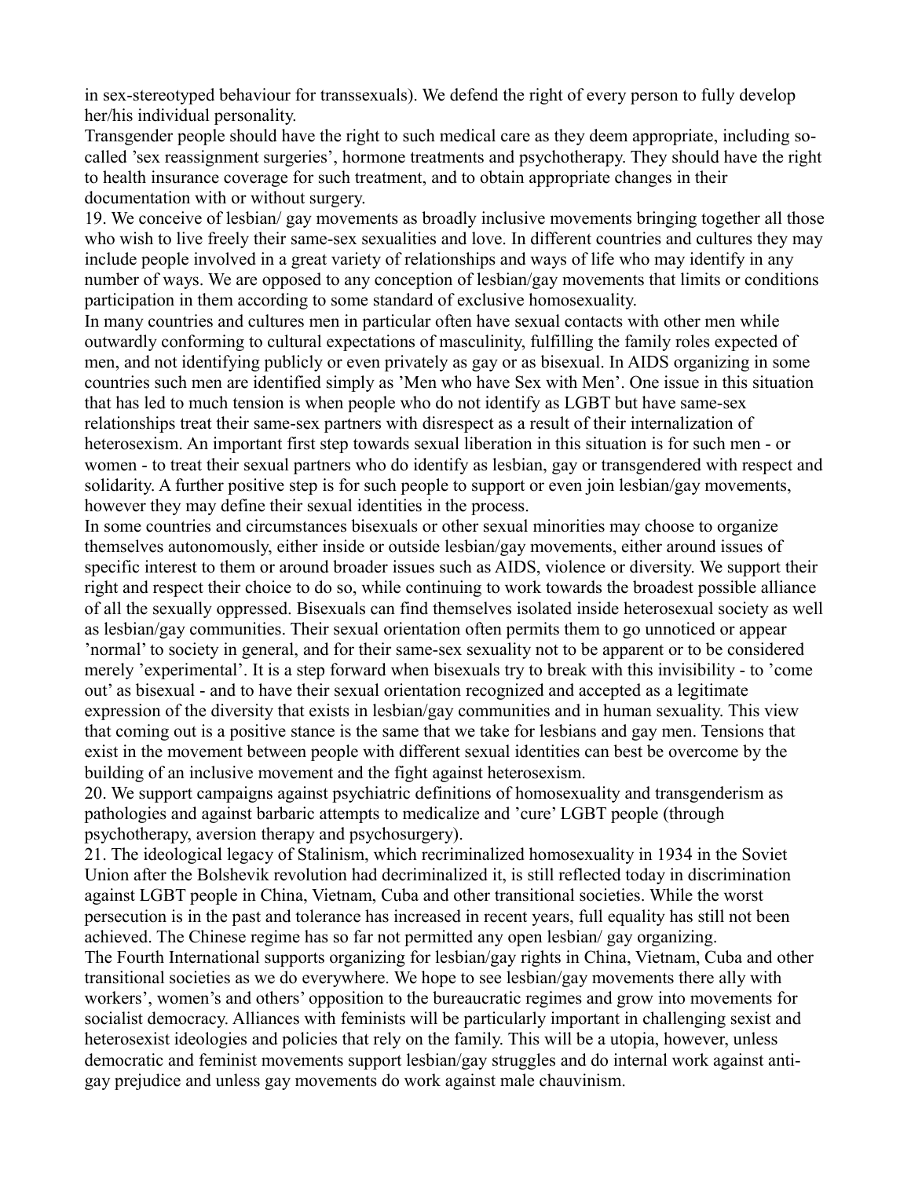in sex-stereotyped behaviour for transsexuals). We defend the right of every person to fully develop her/his individual personality.

Transgender people should have the right to such medical care as they deem appropriate, including so-called 'sex reassignment surgeries', hormone treatments and psychotherapy. They should have the right to health insurance coverage for such treatment, and to obtain appropriate changes in their documentation with or without surgery.

19. We conceive of lesbian/ gay movements as broadly inclusive movements bringing together all those who wish to live freely their same-sex sexualities and love. In different countries and cultures they may include people involved in a great variety of relationships and ways of life who may identify in any number of ways. We are opposed to any conception of lesbian/gay movements that limits or conditions participation in them according to some standard of exclusive homosexuality.

In many countries and cultures men in particular often have sexual contacts with other men while outwardly conforming to cultural expectations of masculinity, fulfilling the family roles expected of men, and not identifying publicly or even privately as gay or as bisexual. In AIDS organizing in some countries such men are identified simply as 'Men who have Sex with Men'. One issue in this situation that has led to much tension is when people who do not identify as LGBT but have same-sex relationships treat their same-sex partners with disrespect as a result of their internalization of heterosexism. An important first step towards sexual liberation in this situation is for such men - or women - to treat their sexual partners who do identify as lesbian, gay or transgendered with respect and solidarity. A further positive step is for such people to support or even join lesbian/gay movements, however they may define their sexual identities in the process.

In some countries and circumstances bisexuals or other sexual minorities may choose to organize themselves autonomously, either inside or outside lesbian/gay movements, either around issues of specific interest to them or around broader issues such as AIDS, violence or diversity. We support their right and respect their choice to do so, while continuing to work towards the broadest possible alliance of all the sexually oppressed. Bisexuals can find themselves isolated inside heterosexual society as well as lesbian/gay communities. Their sexual orientation often permits them to go unnoticed or appear 'normal' to society in general, and for their same-sex sexuality not to be apparent or to be considered merely 'experimental'. It is a step forward when bisexuals try to break with this invisibility - to 'come out' as bisexual - and to have their sexual orientation recognized and accepted as a legitimate expression of the diversity that exists in lesbian/gay communities and in human sexuality. This view that coming out is a positive stance is the same that we take for lesbians and gay men. Tensions that exist in the movement between people with different sexual identities can best be overcome by the building of an inclusive movement and the fight against heterosexism.

20. We support campaigns against psychiatric definitions of homosexuality and transgenderism as pathologies and against barbaric attempts to medicalize and 'cure' LGBT people (through psychotherapy, aversion therapy and psychosurgery).

21. The ideological legacy of Stalinism, which recriminalized homosexuality in 1934 in the Soviet Union after the Bolshevik revolution had decriminalized it, is still reflected today in discrimination against LGBT people in China, Vietnam, Cuba and other transitional societies. While the worst persecution is in the past and tolerance has increased in recent years, full equality has still not been achieved. The Chinese regime has so far not permitted any open lesbian/ gay organizing.

The Fourth International supports organizing for lesbian/gay rights in China, Vietnam, Cuba and other transitional societies as we do everywhere. We hope to see lesbian/gay movements there ally with workers', women's and others' opposition to the bureaucratic regimes and grow into movements for socialist democracy. Alliances with feminists will be particularly important in challenging sexist and heterosexist ideologies and policies that rely on the family. This will be a utopia, however, unless democratic and feminist movements support lesbian/gay struggles and do internal work against anti-gay prejudice and unless gay movements do work against male chauvinism.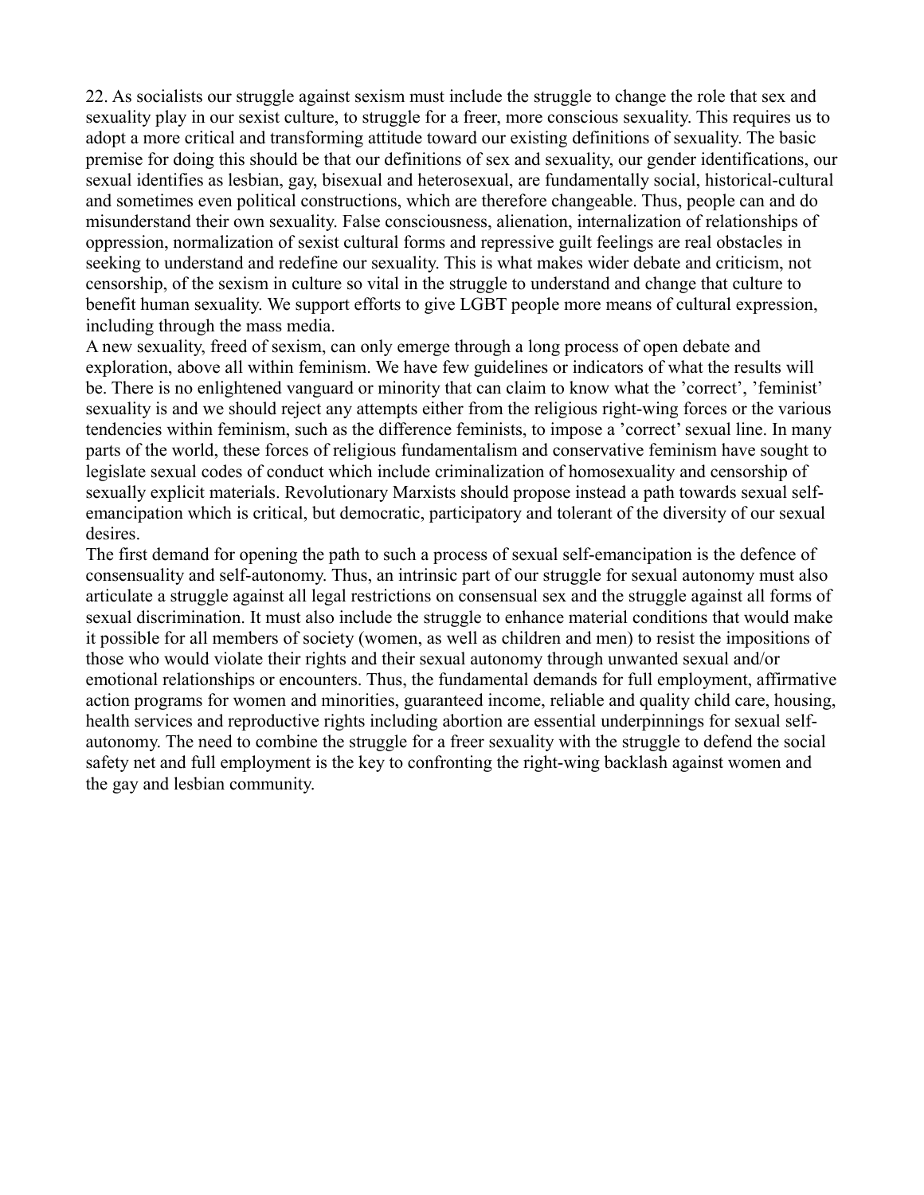22. As socialists our struggle against sexism must include the struggle to change the role that sex and sexuality play in our sexist culture, to struggle for a freer, more conscious sexuality. This requires us to adopt a more critical and transforming attitude toward our existing definitions of sexuality. The basic premise for doing this should be that our definitions of sex and sexuality, our gender identifications, our sexual identifies as lesbian, gay, bisexual and heterosexual, are fundamentally social, historical-cultural and sometimes even political constructions, which are therefore changeable. Thus, people can and do misunderstand their own sexuality. False consciousness, alienation, internalization of relationships of oppression, normalization of sexist cultural forms and repressive guilt feelings are real obstacles in seeking to understand and redefine our sexuality. This is what makes wider debate and criticism, not censorship, of the sexism in culture so vital in the struggle to understand and change that culture to benefit human sexuality. We support efforts to give LGBT people more means of cultural expression, including through the mass media.

A new sexuality, freed of sexism, can only emerge through a long process of open debate and exploration, above all within feminism. We have few guidelines or indicators of what the results will be. There is no enlightened vanguard or minority that can claim to know what the 'correct', 'feminist' sexuality is and we should reject any attempts either from the religious right-wing forces or the various tendencies within feminism, such as the difference feminists, to impose a 'correct' sexual line. In many parts of the world, these forces of religious fundamentalism and conservative feminism have sought to legislate sexual codes of conduct which include criminalization of homosexuality and censorship of sexually explicit materials. Revolutionary Marxists should propose instead a path towards sexual self-emancipation which is critical, but democratic, participatory and tolerant of the diversity of our sexual desires.

The first demand for opening the path to such a process of sexual self-emancipation is the defence of consensuality and self-autonomy. Thus, an intrinsic part of our struggle for sexual autonomy must also articulate a struggle against all legal restrictions on consensual sex and the struggle against all forms of sexual discrimination. It must also include the struggle to enhance material conditions that would make it possible for all members of society (women, as well as children and men) to resist the impositions of those who would violate their rights and their sexual autonomy through unwanted sexual and/or emotional relationships or encounters. Thus, the fundamental demands for full employment, affirmative action programs for women and minorities, guaranteed income, reliable and quality child care, housing, health services and reproductive rights including abortion are essential underpinnings for sexual self-autonomy. The need to combine the struggle for a freer sexuality with the struggle to defend the social safety net and full employment is the key to confronting the right-wing backlash against women and the gay and lesbian community.